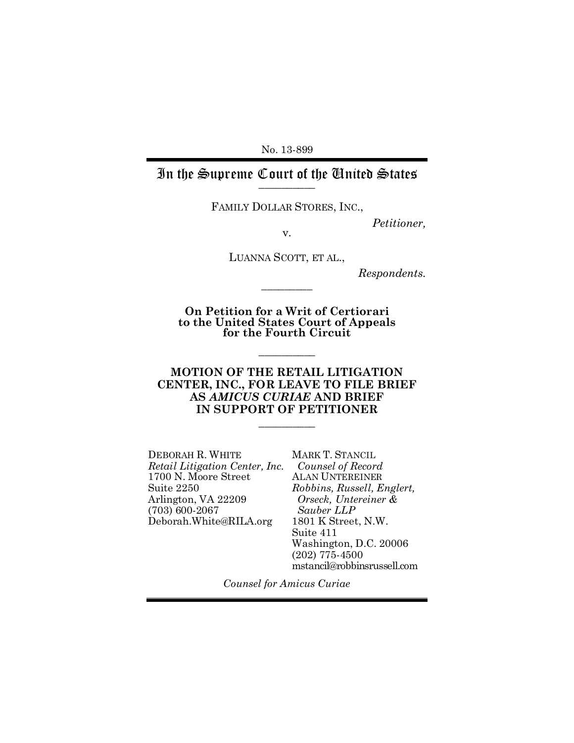No. 13-899

# In the Supreme Court of the United States

FAMILY DOLLAR STORES, INC.,

*Petitioner,*

v.

LUANNA SCOTT, ET AL.,

*Respondents.*

**On Petition for a Writ of Certiorari to the United States Court of Appeals for the Fourth Circuit**

**MOTION OF THE RETAIL LITIGATION CENTER, INC., FOR LEAVE TO FILE BRIEF AS *AMICUS CURIAE* AND BRIEF IN SUPPORT OF PETITIONER**

DEBORAH R. WHITE
*Retail Litigation Center, Inc.*
1700 N. Moore Street
Suite 2250
Arlington, VA 22209
(703) 600-2067
Deborah.White@RILA.org

MARK T. STANCIL
*Counsel of Record*
ALAN UNTEREINER
*Robbins, Russell, Englert, Orseck, Untereiner & Sauber LLP*
1801 K Street, N.W.
Suite 411
Washington, D.C. 20006
(202) 775-4500
mstancil@robbinsrussell.com

*Counsel for Amicus Curiae*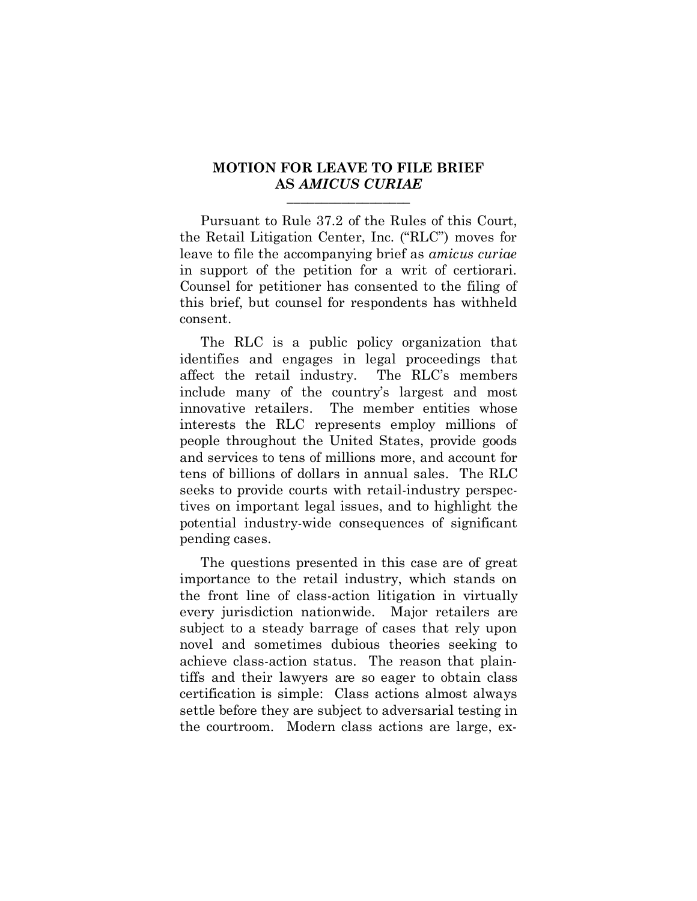## MOTION FOR LEAVE TO FILE BRIEF AS *AMICUS CURIAE*

Pursuant to Rule 37.2 of the Rules of this Court, the Retail Litigation Center, Inc. ("RLC") moves for leave to file the accompanying brief as *amicus curiae* in support of the petition for a writ of certiorari. Counsel for petitioner has consented to the filing of this brief, but counsel for respondents has withheld consent.

The RLC is a public policy organization that identifies and engages in legal proceedings that affect the retail industry. The RLC's members include many of the country's largest and most innovative retailers. The member entities whose interests the RLC represents employ millions of people throughout the United States, provide goods and services to tens of millions more, and account for tens of billions of dollars in annual sales. The RLC seeks to provide courts with retail-industry perspectives on important legal issues, and to highlight the potential industry-wide consequences of significant pending cases.

The questions presented in this case are of great importance to the retail industry, which stands on the front line of class-action litigation in virtually every jurisdiction nationwide. Major retailers are subject to a steady barrage of cases that rely upon novel and sometimes dubious theories seeking to achieve class-action status. The reason that plaintiffs and their lawyers are so eager to obtain class certification is simple: Class actions almost always settle before they are subject to adversarial testing in the courtroom. Modern class actions are large, ex-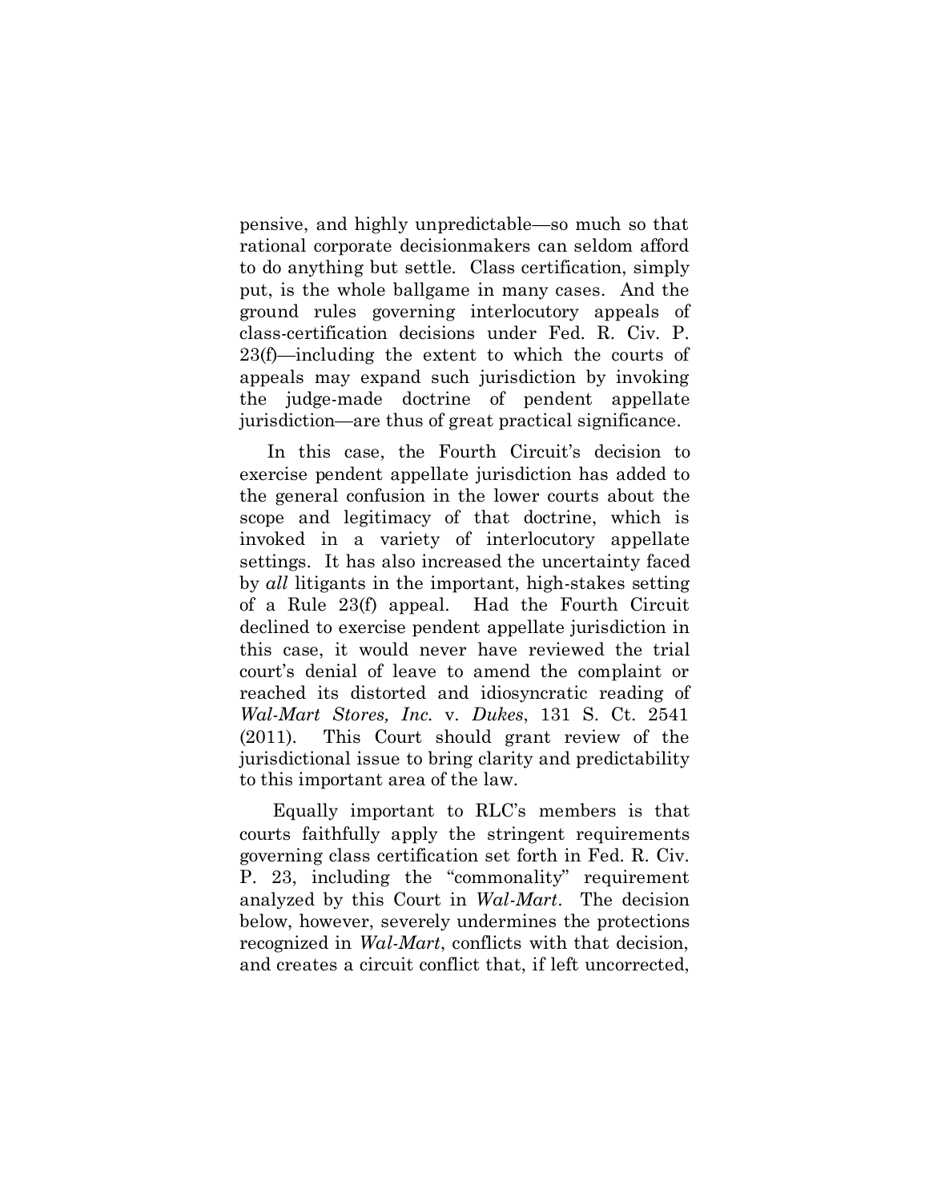pensive, and highly unpredictable—so much so that rational corporate decisionmakers can seldom afford to do anything but settle. Class certification, simply put, is the whole ballgame in many cases. And the ground rules governing interlocutory appeals of class-certification decisions under Fed. R. Civ. P. 23(f)—including the extent to which the courts of appeals may expand such jurisdiction by invoking the judge-made doctrine of pendent appellate jurisdiction—are thus of great practical significance.

In this case, the Fourth Circuit's decision to exercise pendent appellate jurisdiction has added to the general confusion in the lower courts about the scope and legitimacy of that doctrine, which is invoked in a variety of interlocutory appellate settings. It has also increased the uncertainty faced by *all* litigants in the important, high-stakes setting of a Rule 23(f) appeal. Had the Fourth Circuit declined to exercise pendent appellate jurisdiction in this case, it would never have reviewed the trial court's denial of leave to amend the complaint or reached its distorted and idiosyncratic reading of *Wal-Mart Stores, Inc.* v. *Dukes*, 131 S. Ct. 2541 (2011). This Court should grant review of the jurisdictional issue to bring clarity and predictability to this important area of the law.

Equally important to RLC's members is that courts faithfully apply the stringent requirements governing class certification set forth in Fed. R. Civ. P. 23, including the "commonality" requirement analyzed by this Court in *Wal-Mart*. The decision below, however, severely undermines the protections recognized in *Wal-Mart*, conflicts with that decision, and creates a circuit conflict that, if left uncorrected,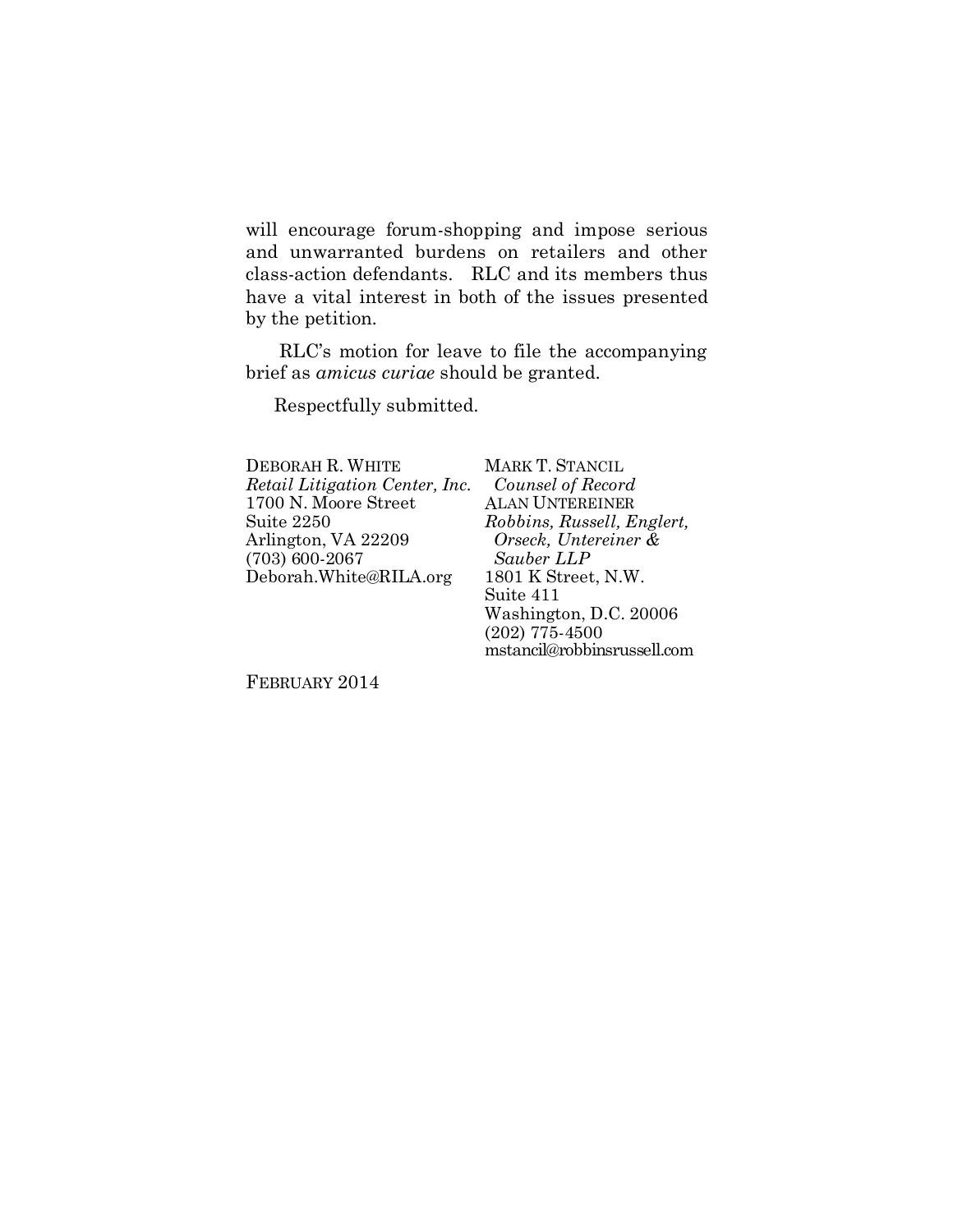will encourage forum-shopping and impose serious and unwarranted burdens on retailers and other class-action defendants. RLC and its members thus have a vital interest in both of the issues presented by the petition.

RLC's motion for leave to file the accompanying brief as *amicus curiae* should be granted.

Respectfully submitted.

DEBORAH R. WHITE
*Retail Litigation Center, Inc.*
1700 N. Moore Street
Suite 2250
Arlington, VA 22209
(703) 600-2067
Deborah.White@RILA.org

MARK T. STANCIL
*Counsel of Record*
ALAN UNTEREINER
*Robbins, Russell, Englert, Orseck, Untereiner & Sauber LLP*
1801 K Street, N.W.
Suite 411
Washington, D.C. 20006
(202) 775-4500
mstancil@robbinsrussell.com

FEBRUARY 2014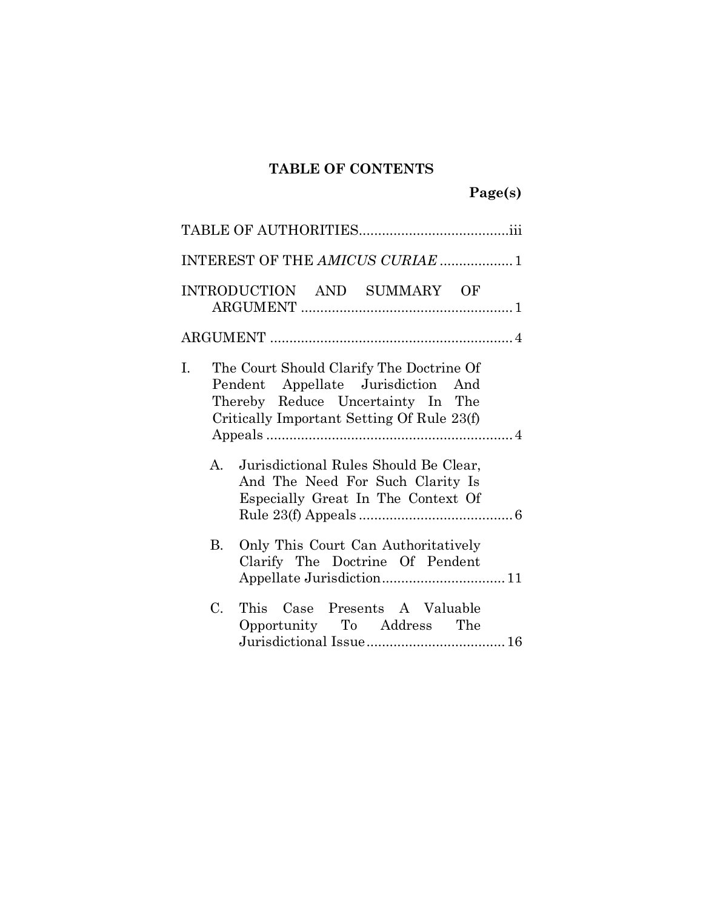## TABLE OF CONTENTS

**Page(s)**

TABLE OF AUTHORITIES....................................... iii

INTEREST OF THE *AMICUS CURIAE* .................. 1

INTRODUCTION AND SUMMARY OF ARGUMENT ....................................................... 1

ARGUMENT ............................................................... 4

I. The Court Should Clarify The Doctrine Of Pendent Appellate Jurisdiction And Thereby Reduce Uncertainty In The Critically Important Setting Of Rule 23(f) Appeals ................................................................ 4

   A. Jurisdictional Rules Should Be Clear, And The Need For Such Clarity Is Especially Great In The Context Of Rule 23(f) Appeals ........................................ 6

   B. Only This Court Can Authoritatively Clarify The Doctrine Of Pendent Appellate Jurisdiction ................................ 11

   C. This Case Presents A Valuable Opportunity To Address The Jurisdictional Issue .................................... 16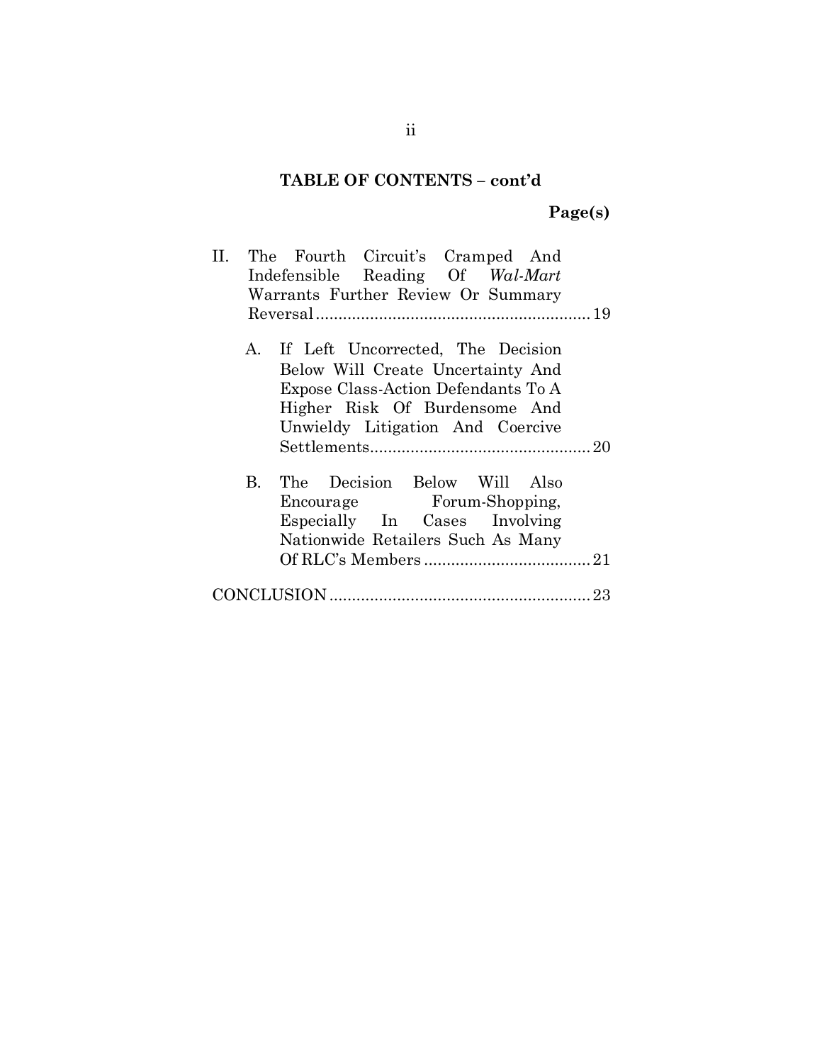**TABLE OF CONTENTS – cont'd**

**Page(s)**

II. The Fourth Circuit's Cramped And Indefensible Reading Of *Wal-Mart* Warrants Further Review Or Summary Reversal .......... 19

A. If Left Uncorrected, The Decision Below Will Create Uncertainty And Expose Class-Action Defendants To A Higher Risk Of Burdensome And Unwieldy Litigation And Coercive Settlements .......... 20

B. The Decision Below Will Also Encourage Forum-Shopping, Especially In Cases Involving Nationwide Retailers Such As Many Of RLC's Members .......... 21

CONCLUSION .......... 23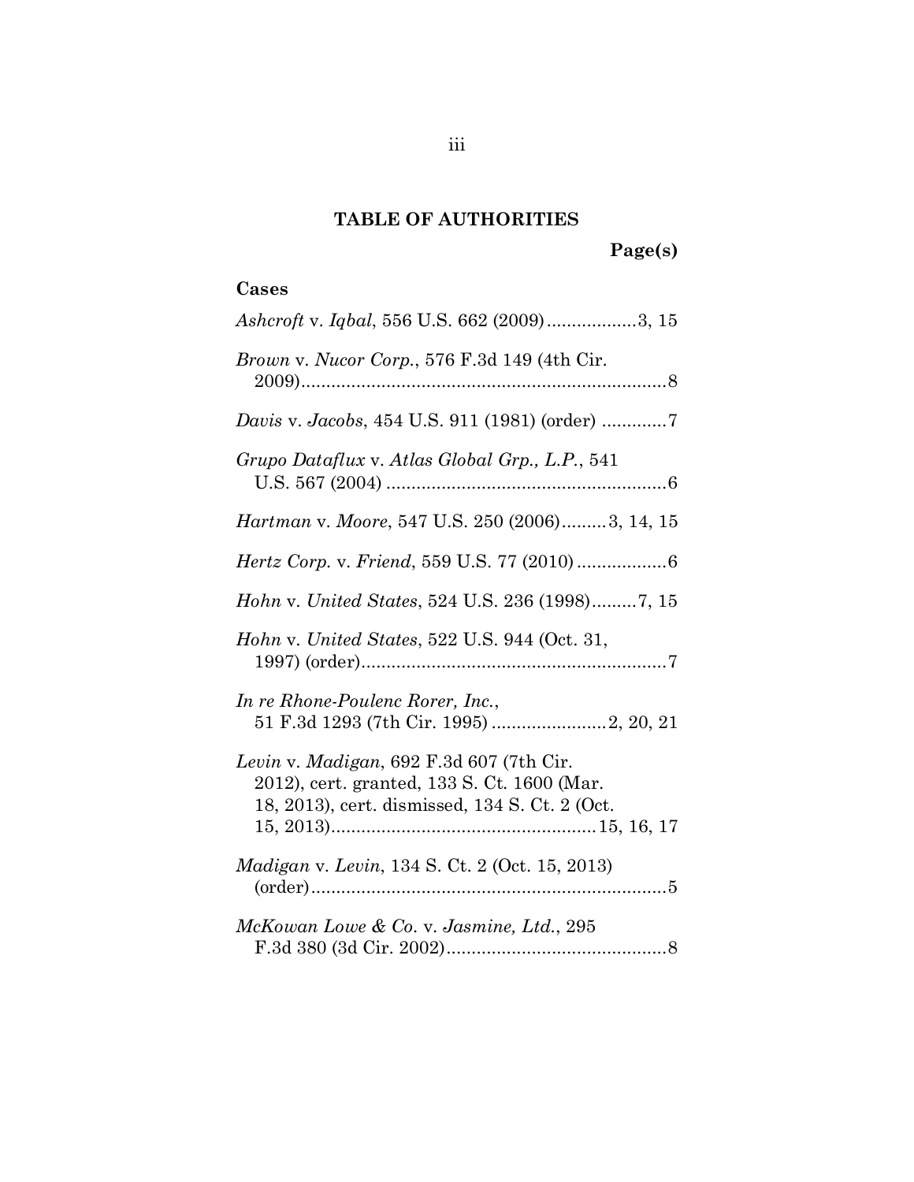# TABLE OF AUTHORITIES

**Page(s)**

**Cases**

*Ashcroft* v. *Iqbal*, 556 U.S. 662 (2009)..................3, 15

*Brown* v. *Nucor Corp.*, 576 F.3d 149 (4th Cir. 2009).........................................................................8

*Davis* v. *Jacobs*, 454 U.S. 911 (1981) (order) .............7

*Grupo Dataflux* v. *Atlas Global Grp., L.P.*, 541 U.S. 567 (2004) ........................................................6

*Hartman* v. *Moore*, 547 U.S. 250 (2006).........3, 14, 15

*Hertz Corp.* v. *Friend*, 559 U.S. 77 (2010) ..................6

*Hohn* v. *United States*, 524 U.S. 236 (1998).........7, 15

*Hohn* v. *United States*, 522 U.S. 944 (Oct. 31, 1997) (order).............................................................7

*In re Rhone-Poulenc Rorer, Inc.*, 51 F.3d 1293 (7th Cir. 1995) .......................2, 20, 21

*Levin* v. *Madigan*, 692 F.3d 607 (7th Cir. 2012), cert. granted, 133 S. Ct. 1600 (Mar. 18, 2013), cert. dismissed, 134 S. Ct. 2 (Oct. 15, 2013).....................................................15, 16, 17

*Madigan* v. *Levin*, 134 S. Ct. 2 (Oct. 15, 2013) (order).......................................................................5

*McKowan Lowe & Co.* v. *Jasmine, Ltd.*, 295 F.3d 380 (3d Cir. 2002)............................................8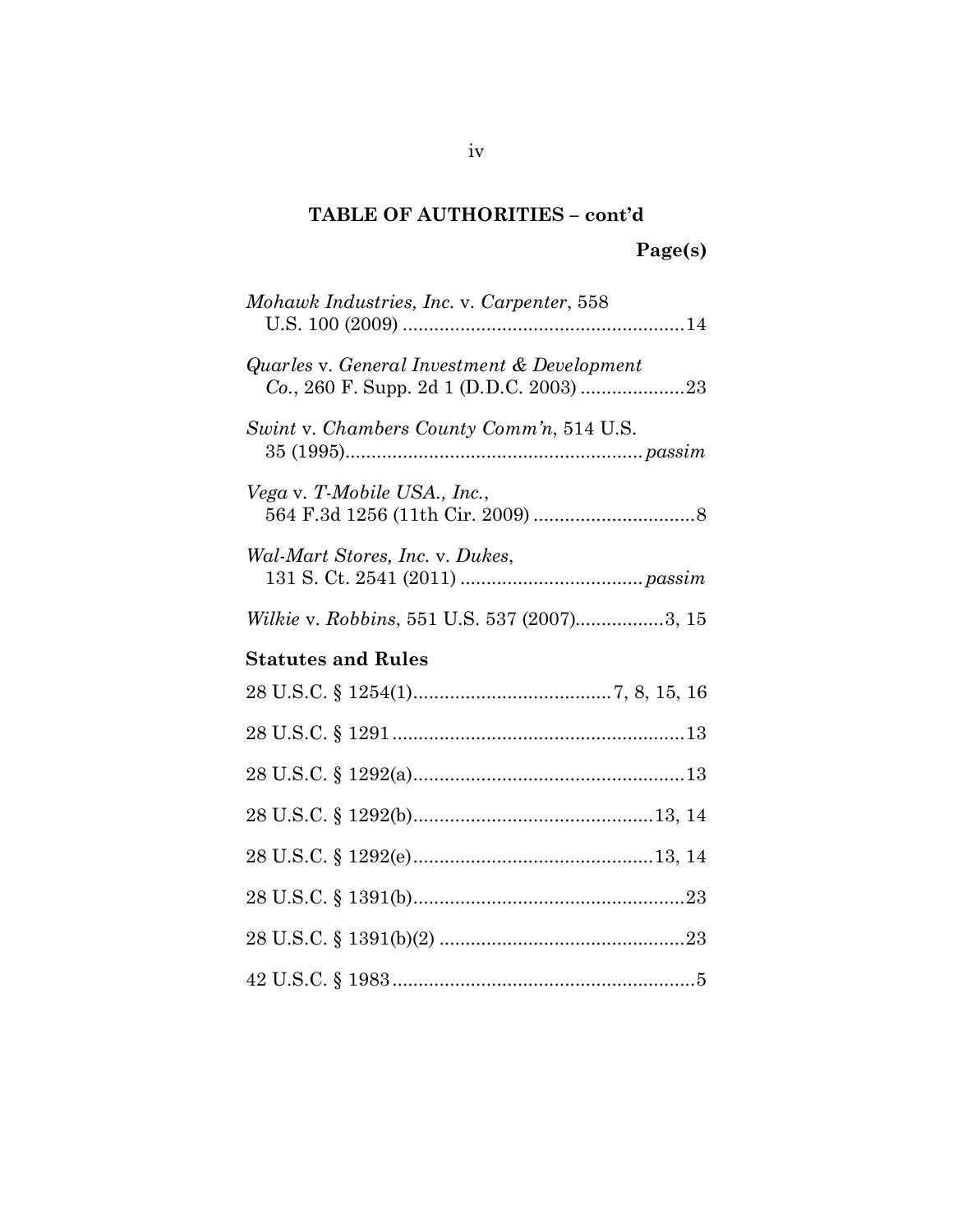## TABLE OF AUTHORITIES – cont'd

**Page(s)**

*Mohawk Industries, Inc.* v. *Carpenter*, 558 U.S. 100 (2009) ......................................................14

*Quarles* v. *General Investment & Development Co.*, 260 F. Supp. 2d 1 (D.D.C. 2003) ....................23

*Swint* v. *Chambers County Comm'n*, 514 U.S. 35 (1995).........................................................*passim*

*Vega* v. *T-Mobile USA., Inc.*, 564 F.3d 1256 (11th Cir. 2009) ...............................8

*Wal-Mart Stores, Inc.* v. *Dukes*, 131 S. Ct. 2541 (2011) ..................................*passim*

*Wilkie* v. *Robbins*, 551 U.S. 537 (2007).................3, 15

### Statutes and Rules

28 U.S.C. § 1254(1)......................................7, 8, 15, 16

28 U.S.C. § 1291........................................................13

28 U.S.C. § 1292(a)....................................................13

28 U.S.C. § 1292(b)..............................................13, 14

28 U.S.C. § 1292(e)..............................................13, 14

28 U.S.C. § 1391(b)....................................................23

28 U.S.C. § 1391(b)(2) ...............................................23

42 U.S.C. § 1983..........................................................5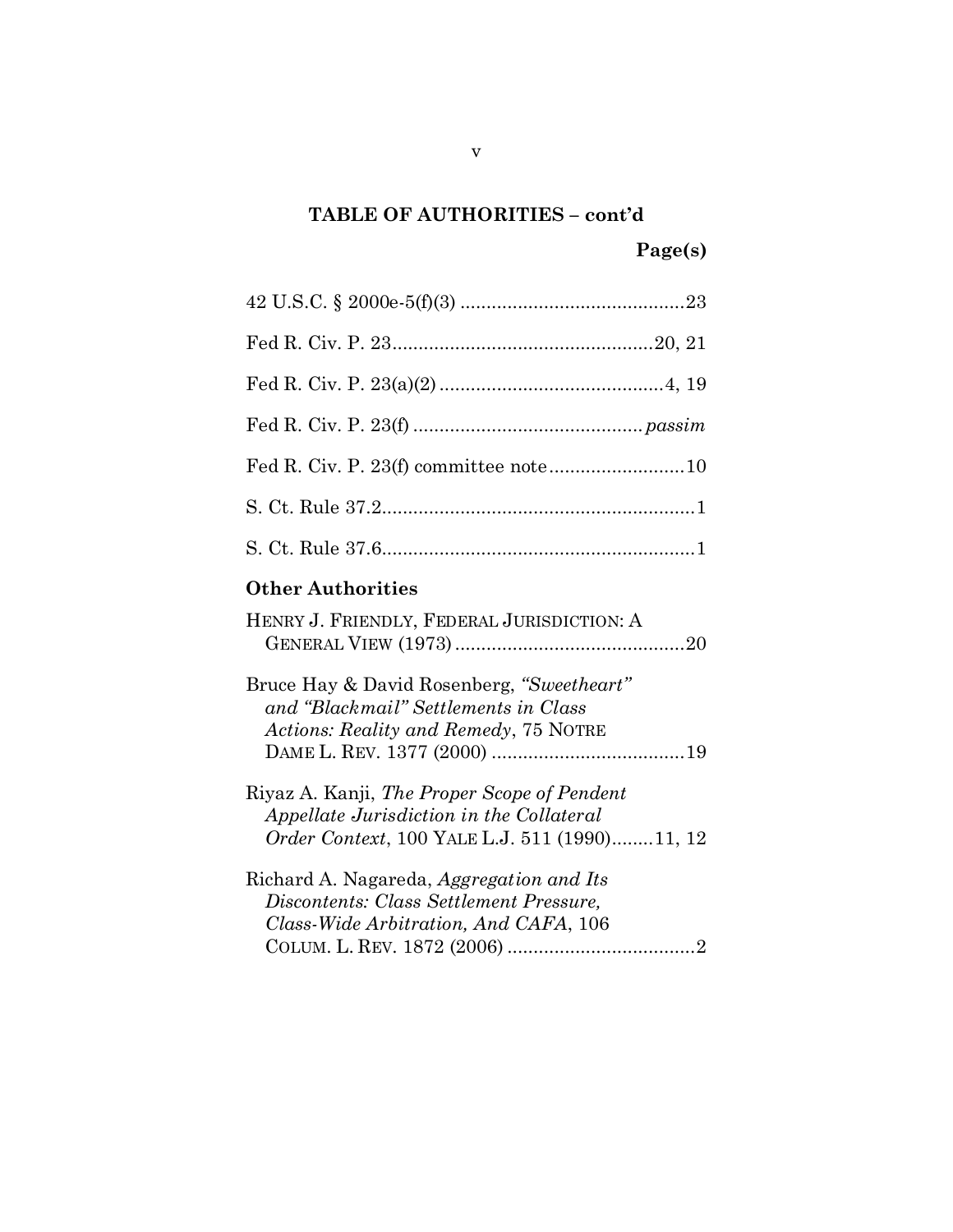**TABLE OF AUTHORITIES – cont'd**

| | Page(s) |
| --- | --- |
| 42 U.S.C. § 2000e-5(f)(3) | 23 |
| Fed R. Civ. P. 23 | 20, 21 |
| Fed R. Civ. P. 23(a)(2) | 4, 19 |
| Fed R. Civ. P. 23(f) | *passim* |
| Fed R. Civ. P. 23(f) committee note | 10 |
| S. Ct. Rule 37.2 | 1 |
| S. Ct. Rule 37.6 | 1 |
| **Other Authorities** | |
| HENRY J. FRIENDLY, FEDERAL JURISDICTION: A GENERAL VIEW (1973) | 20 |
| Bruce Hay & David Rosenberg, *"Sweetheart" and "Blackmail" Settlements in Class Actions: Reality and Remedy*, 75 NOTRE DAME L. REV. 1377 (2000) | 19 |
| Riyaz A. Kanji, *The Proper Scope of Pendent Appellate Jurisdiction in the Collateral Order Context*, 100 YALE L.J. 511 (1990) | 11, 12 |
| Richard A. Nagareda, *Aggregation and Its Discontents: Class Settlement Pressure, Class-Wide Arbitration, And CAFA*, 106 COLUM. L. REV. 1872 (2006) | 2 |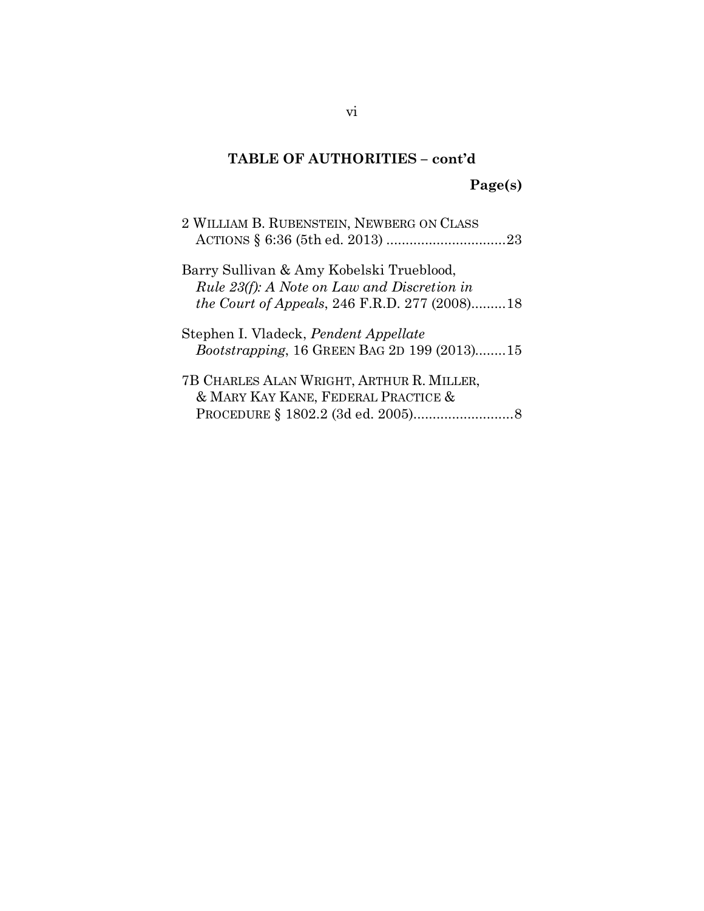## TABLE OF AUTHORITIES – cont'd

**Page(s)**

2 WILLIAM B. RUBENSTEIN, NEWBERG ON CLASS ACTIONS § 6:36 (5th ed. 2013) ...............................23

Barry Sullivan & Amy Kobelski Trueblood, *Rule 23(f): A Note on Law and Discretion in the Court of Appeals*, 246 F.R.D. 277 (2008).........18

Stephen I. Vladeck, *Pendent Appellate Bootstrapping*, 16 GREEN BAG 2D 199 (2013)........15

7B CHARLES ALAN WRIGHT, ARTHUR R. MILLER, & MARY KAY KANE, FEDERAL PRACTICE & PROCEDURE § 1802.2 (3d ed. 2005)..........................8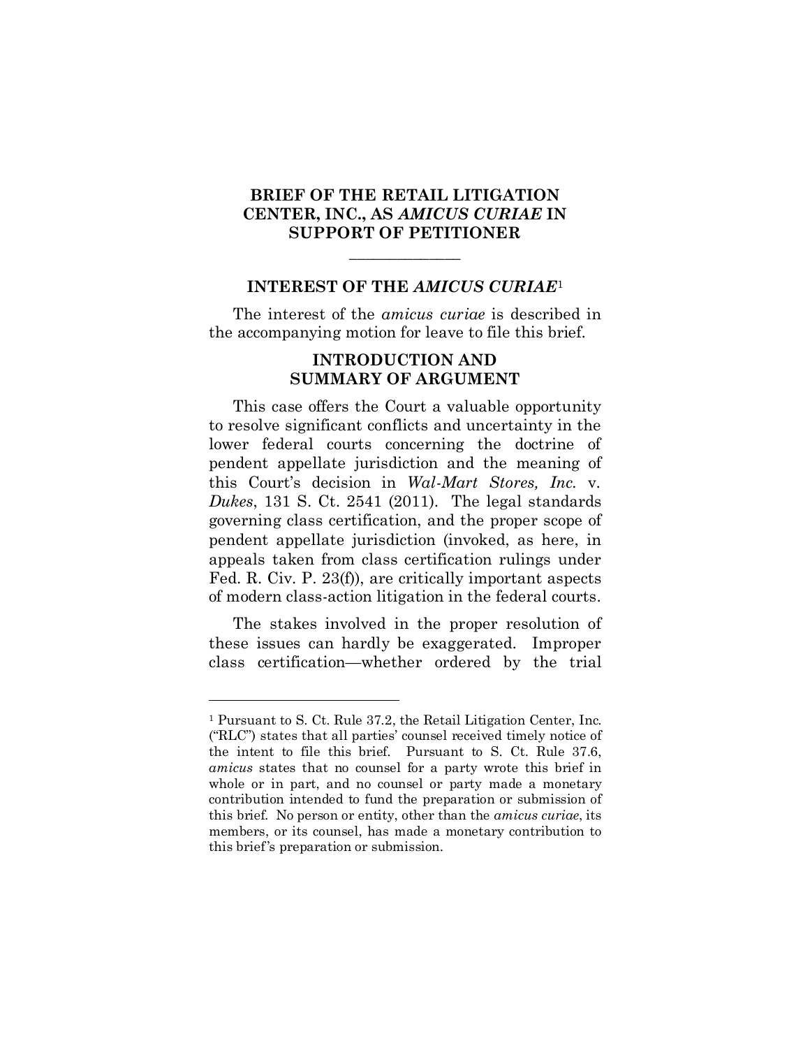## BRIEF OF THE RETAIL LITIGATION CENTER, INC., AS *AMICUS CURIAE* IN SUPPORT OF PETITIONER

---

### INTEREST OF THE *AMICUS CURIAE*[1]

The interest of the *amicus curiae* is described in the accompanying motion for leave to file this brief.

### INTRODUCTION AND SUMMARY OF ARGUMENT

This case offers the Court a valuable opportunity to resolve significant conflicts and uncertainty in the lower federal courts concerning the doctrine of pendent appellate jurisdiction and the meaning of this Court's decision in *Wal-Mart Stores, Inc.* v. *Dukes*, 131 S. Ct. 2541 (2011). The legal standards governing class certification, and the proper scope of pendent appellate jurisdiction (invoked, as here, in appeals taken from class certification rulings under Fed. R. Civ. P. 23(f)), are critically important aspects of modern class-action litigation in the federal courts.

The stakes involved in the proper resolution of these issues can hardly be exaggerated. Improper class certification—whether ordered by the trial

---

[1] Pursuant to S. Ct. Rule 37.2, the Retail Litigation Center, Inc. ("RLC") states that all parties' counsel received timely notice of the intent to file this brief. Pursuant to S. Ct. Rule 37.6, *amicus* states that no counsel for a party wrote this brief in whole or in part, and no counsel or party made a monetary contribution intended to fund the preparation or submission of this brief. No person or entity, other than the *amicus curiae*, its members, or its counsel, has made a monetary contribution to this brief's preparation or submission.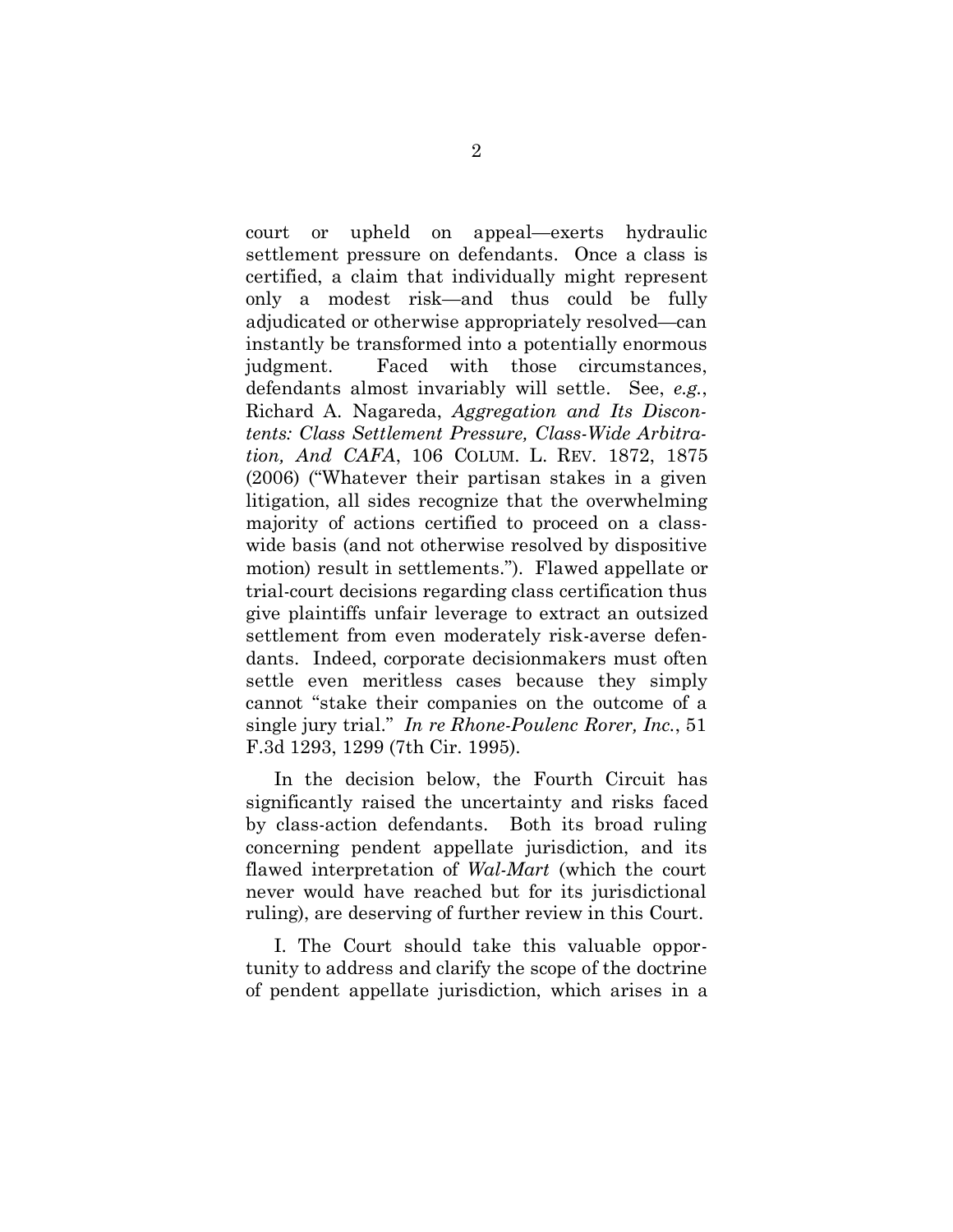court or upheld on appeal—exerts hydraulic settlement pressure on defendants. Once a class is certified, a claim that individually might represent only a modest risk—and thus could be fully adjudicated or otherwise appropriately resolved—can instantly be transformed into a potentially enormous judgment. Faced with those circumstances, defendants almost invariably will settle. See, *e.g.*, Richard A. Nagareda, *Aggregation and Its Discontents: Class Settlement Pressure, Class-Wide Arbitration, And CAFA*, 106 COLUM. L. REV. 1872, 1875 (2006) ("Whatever their partisan stakes in a given litigation, all sides recognize that the overwhelming majority of actions certified to proceed on a class-wide basis (and not otherwise resolved by dispositive motion) result in settlements."). Flawed appellate or trial-court decisions regarding class certification thus give plaintiffs unfair leverage to extract an outsized settlement from even moderately risk-averse defendants. Indeed, corporate decisionmakers must often settle even meritless cases because they simply cannot "stake their companies on the outcome of a single jury trial." *In re Rhone-Poulenc Rorer, Inc.*, 51 F.3d 1293, 1299 (7th Cir. 1995).

In the decision below, the Fourth Circuit has significantly raised the uncertainty and risks faced by class-action defendants. Both its broad ruling concerning pendent appellate jurisdiction, and its flawed interpretation of *Wal-Mart* (which the court never would have reached but for its jurisdictional ruling), are deserving of further review in this Court.

I. The Court should take this valuable opportunity to address and clarify the scope of the doctrine of pendent appellate jurisdiction, which arises in a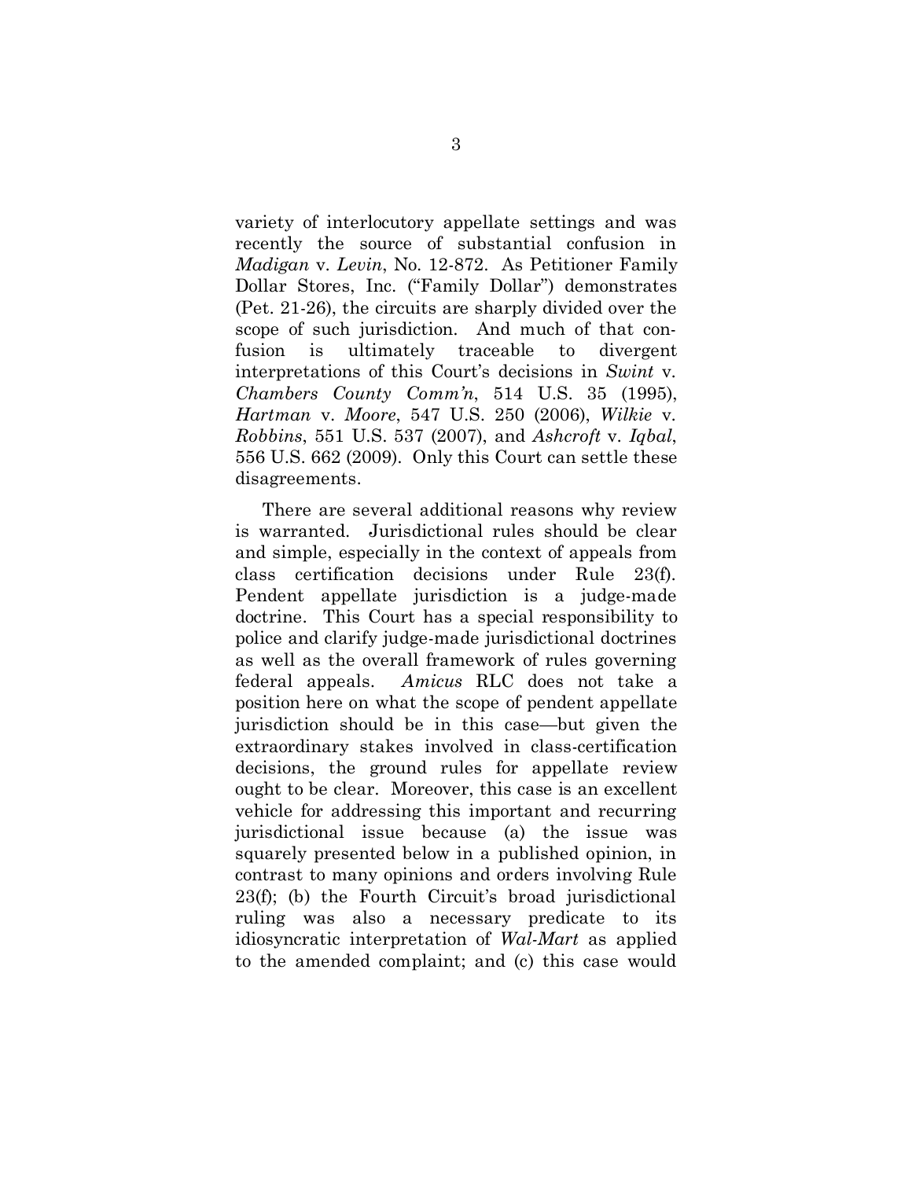variety of interlocutory appellate settings and was recently the source of substantial confusion in *Madigan* v. *Levin*, No. 12-872. As Petitioner Family Dollar Stores, Inc. ("Family Dollar") demonstrates (Pet. 21-26), the circuits are sharply divided over the scope of such jurisdiction. And much of that confusion is ultimately traceable to divergent interpretations of this Court's decisions in *Swint* v. *Chambers County Comm'n*, 514 U.S. 35 (1995), *Hartman* v. *Moore*, 547 U.S. 250 (2006), *Wilkie* v. *Robbins*, 551 U.S. 537 (2007), and *Ashcroft* v. *Iqbal*, 556 U.S. 662 (2009). Only this Court can settle these disagreements.

There are several additional reasons why review is warranted. Jurisdictional rules should be clear and simple, especially in the context of appeals from class certification decisions under Rule 23(f). Pendent appellate jurisdiction is a judge-made doctrine. This Court has a special responsibility to police and clarify judge-made jurisdictional doctrines as well as the overall framework of rules governing federal appeals. *Amicus* RLC does not take a position here on what the scope of pendent appellate jurisdiction should be in this case—but given the extraordinary stakes involved in class-certification decisions, the ground rules for appellate review ought to be clear. Moreover, this case is an excellent vehicle for addressing this important and recurring jurisdictional issue because (a) the issue was squarely presented below in a published opinion, in contrast to many opinions and orders involving Rule 23(f); (b) the Fourth Circuit's broad jurisdictional ruling was also a necessary predicate to its idiosyncratic interpretation of *Wal-Mart* as applied to the amended complaint; and (c) this case would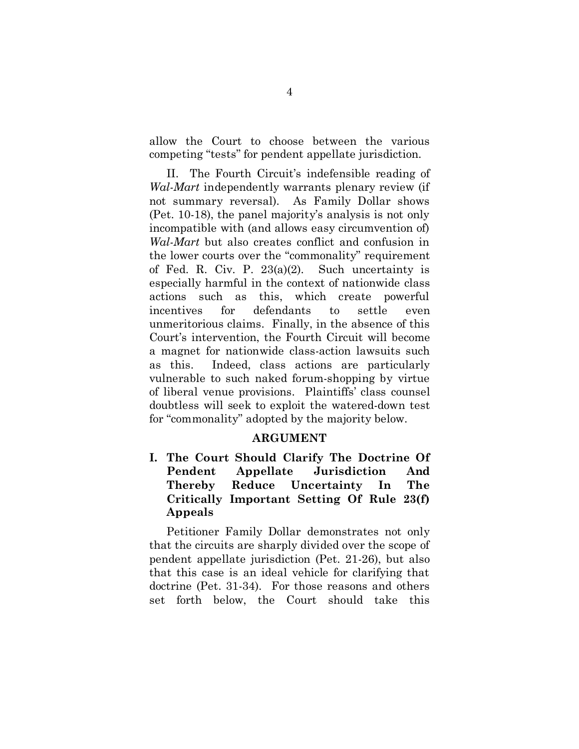allow the Court to choose between the various competing "tests" for pendent appellate jurisdiction.

II. The Fourth Circuit's indefensible reading of *Wal-Mart* independently warrants plenary review (if not summary reversal). As Family Dollar shows (Pet. 10-18), the panel majority's analysis is not only incompatible with (and allows easy circumvention of) *Wal-Mart* but also creates conflict and confusion in the lower courts over the "commonality" requirement of Fed. R. Civ. P. 23(a)(2). Such uncertainty is especially harmful in the context of nationwide class actions such as this, which create powerful incentives for defendants to settle even unmeritorious claims. Finally, in the absence of this Court's intervention, the Fourth Circuit will become a magnet for nationwide class-action lawsuits such as this. Indeed, class actions are particularly vulnerable to such naked forum-shopping by virtue of liberal venue provisions. Plaintiffs' class counsel doubtless will seek to exploit the watered-down test for "commonality" adopted by the majority below.

## ARGUMENT

### I. The Court Should Clarify The Doctrine Of Pendent Appellate Jurisdiction And Thereby Reduce Uncertainty In The Critically Important Setting Of Rule 23(f) Appeals

Petitioner Family Dollar demonstrates not only that the circuits are sharply divided over the scope of pendent appellate jurisdiction (Pet. 21-26), but also that this case is an ideal vehicle for clarifying that doctrine (Pet. 31-34). For those reasons and others set forth below, the Court should take this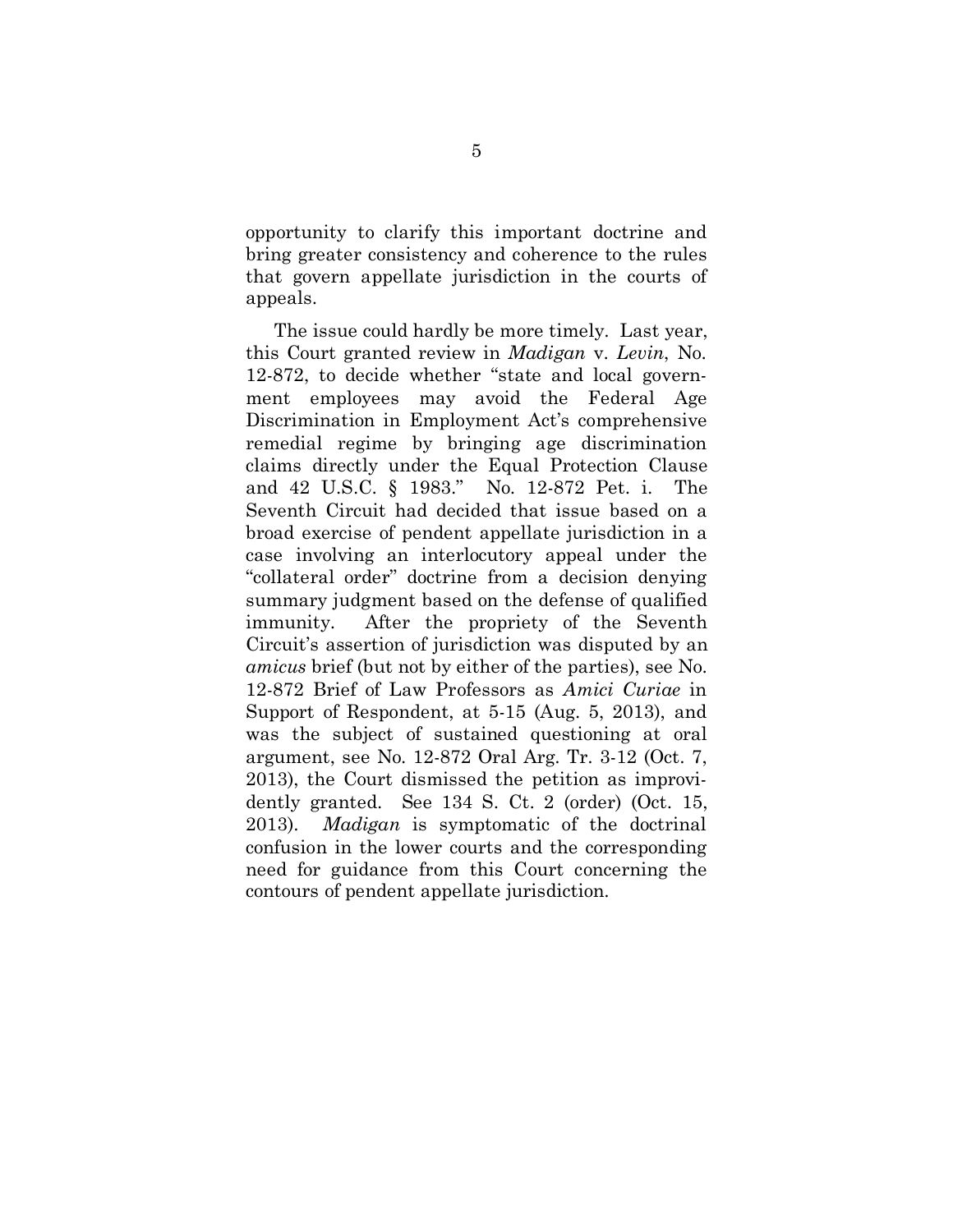opportunity to clarify this important doctrine and bring greater consistency and coherence to the rules that govern appellate jurisdiction in the courts of appeals.

The issue could hardly be more timely. Last year, this Court granted review in *Madigan* v. *Levin*, No. 12-872, to decide whether "state and local government employees may avoid the Federal Age Discrimination in Employment Act's comprehensive remedial regime by bringing age discrimination claims directly under the Equal Protection Clause and 42 U.S.C. § 1983." No. 12-872 Pet. i. The Seventh Circuit had decided that issue based on a broad exercise of pendent appellate jurisdiction in a case involving an interlocutory appeal under the "collateral order" doctrine from a decision denying summary judgment based on the defense of qualified immunity. After the propriety of the Seventh Circuit's assertion of jurisdiction was disputed by an *amicus* brief (but not by either of the parties), see No. 12-872 Brief of Law Professors as *Amici Curiae* in Support of Respondent, at 5-15 (Aug. 5, 2013), and was the subject of sustained questioning at oral argument, see No. 12-872 Oral Arg. Tr. 3-12 (Oct. 7, 2013), the Court dismissed the petition as improvidently granted. See 134 S. Ct. 2 (order) (Oct. 15, 2013). *Madigan* is symptomatic of the doctrinal confusion in the lower courts and the corresponding need for guidance from this Court concerning the contours of pendent appellate jurisdiction.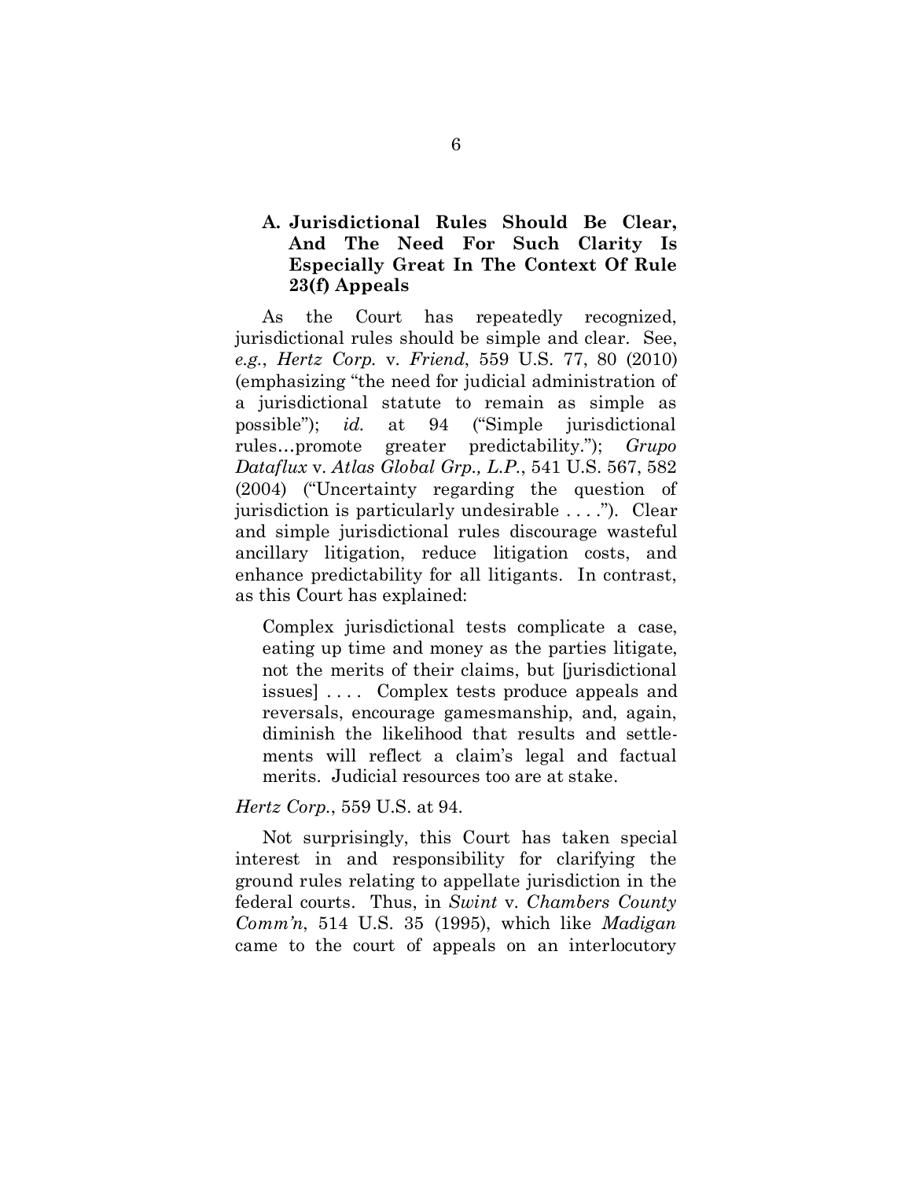### A. Jurisdictional Rules Should Be Clear, And The Need For Such Clarity Is Especially Great In The Context Of Rule 23(f) Appeals

As the Court has repeatedly recognized, jurisdictional rules should be simple and clear. See, *e.g.*, *Hertz Corp.* v. *Friend*, 559 U.S. 77, 80 (2010) (emphasizing "the need for judicial administration of a jurisdictional statute to remain as simple as possible"); *id.* at 94 ("Simple jurisdictional rules…promote greater predictability."); *Grupo Dataflux* v. *Atlas Global Grp., L.P.*, 541 U.S. 567, 582 (2004) ("Uncertainty regarding the question of jurisdiction is particularly undesirable . . . ."). Clear and simple jurisdictional rules discourage wasteful ancillary litigation, reduce litigation costs, and enhance predictability for all litigants. In contrast, as this Court has explained:

> Complex jurisdictional tests complicate a case, eating up time and money as the parties litigate, not the merits of their claims, but [jurisdictional issues] . . . . Complex tests produce appeals and reversals, encourage gamesmanship, and, again, diminish the likelihood that results and settlements will reflect a claim's legal and factual merits. Judicial resources too are at stake.

*Hertz Corp.*, 559 U.S. at 94.

Not surprisingly, this Court has taken special interest in and responsibility for clarifying the ground rules relating to appellate jurisdiction in the federal courts. Thus, in *Swint* v. *Chambers County Comm'n*, 514 U.S. 35 (1995), which like *Madigan* came to the court of appeals on an interlocutory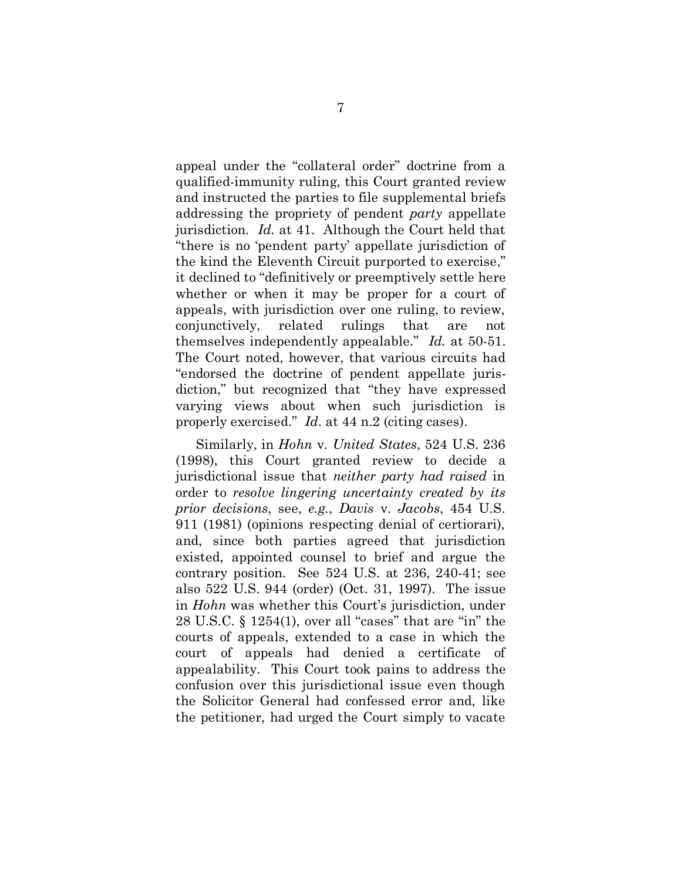appeal under the "collateral order" doctrine from a qualified-immunity ruling, this Court granted review and instructed the parties to file supplemental briefs addressing the propriety of pendent *party* appellate jurisdiction. *Id.* at 41. Although the Court held that "there is no 'pendent party' appellate jurisdiction of the kind the Eleventh Circuit purported to exercise," it declined to "definitively or preemptively settle here whether or when it may be proper for a court of appeals, with jurisdiction over one ruling, to review, conjunctively, related rulings that are not themselves independently appealable." *Id.* at 50-51. The Court noted, however, that various circuits had "endorsed the doctrine of pendent appellate jurisdiction," but recognized that "they have expressed varying views about when such jurisdiction is properly exercised." *Id*. at 44 n.2 (citing cases).

Similarly, in *Hohn* v. *United States*, 524 U.S. 236 (1998), this Court granted review to decide a jurisdictional issue that *neither party had raised* in order to *resolve lingering uncertainty created by its prior decisions*, see, *e.g.*, *Davis* v. *Jacobs*, 454 U.S. 911 (1981) (opinions respecting denial of certiorari), and, since both parties agreed that jurisdiction existed, appointed counsel to brief and argue the contrary position. See 524 U.S. at 236, 240-41; see also 522 U.S. 944 (order) (Oct. 31, 1997). The issue in *Hohn* was whether this Court's jurisdiction, under 28 U.S.C. § 1254(1), over all "cases" that are "in" the courts of appeals, extended to a case in which the court of appeals had denied a certificate of appealability. This Court took pains to address the confusion over this jurisdictional issue even though the Solicitor General had confessed error and, like the petitioner, had urged the Court simply to vacate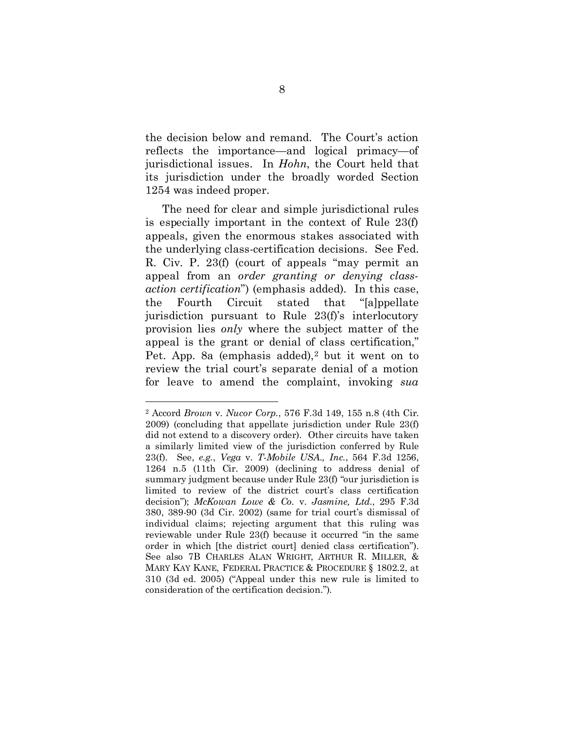the decision below and remand. The Court's action reflects the importance—and logical primacy—of jurisdictional issues. In *Hohn*, the Court held that its jurisdiction under the broadly worded Section 1254 was indeed proper.

The need for clear and simple jurisdictional rules is especially important in the context of Rule 23(f) appeals, given the enormous stakes associated with the underlying class-certification decisions. See Fed. R. Civ. P. 23(f) (court of appeals "may permit an appeal from an *order granting or denying class-action certification*") (emphasis added). In this case, the Fourth Circuit stated that "[a]ppellate jurisdiction pursuant to Rule 23(f)'s interlocutory provision lies *only* where the subject matter of the appeal is the grant or denial of class certification," Pet. App. 8a (emphasis added),[2] but it went on to review the trial court's separate denial of a motion for leave to amend the complaint, invoking *sua*

---

[2] Accord *Brown* v. *Nucor Corp.*, 576 F.3d 149, 155 n.8 (4th Cir. 2009) (concluding that appellate jurisdiction under Rule 23(f) did not extend to a discovery order). Other circuits have taken a similarly limited view of the jurisdiction conferred by Rule 23(f). See, *e.g.*, *Vega* v. *T-Mobile USA., Inc.*, 564 F.3d 1256, 1264 n.5 (11th Cir. 2009) (declining to address denial of summary judgment because under Rule 23(f) "our jurisdiction is limited to review of the district court's class certification decision"); *McKowan Lowe & Co.* v. *Jasmine, Ltd.*, 295 F.3d 380, 389-90 (3d Cir. 2002) (same for trial court's dismissal of individual claims; rejecting argument that this ruling was reviewable under Rule 23(f) because it occurred "in the same order in which [the district court] denied class certification"). See also 7B CHARLES ALAN WRIGHT, ARTHUR R. MILLER, & MARY KAY KANE, FEDERAL PRACTICE & PROCEDURE § 1802.2, at 310 (3d ed. 2005) ("Appeal under this new rule is limited to consideration of the certification decision.").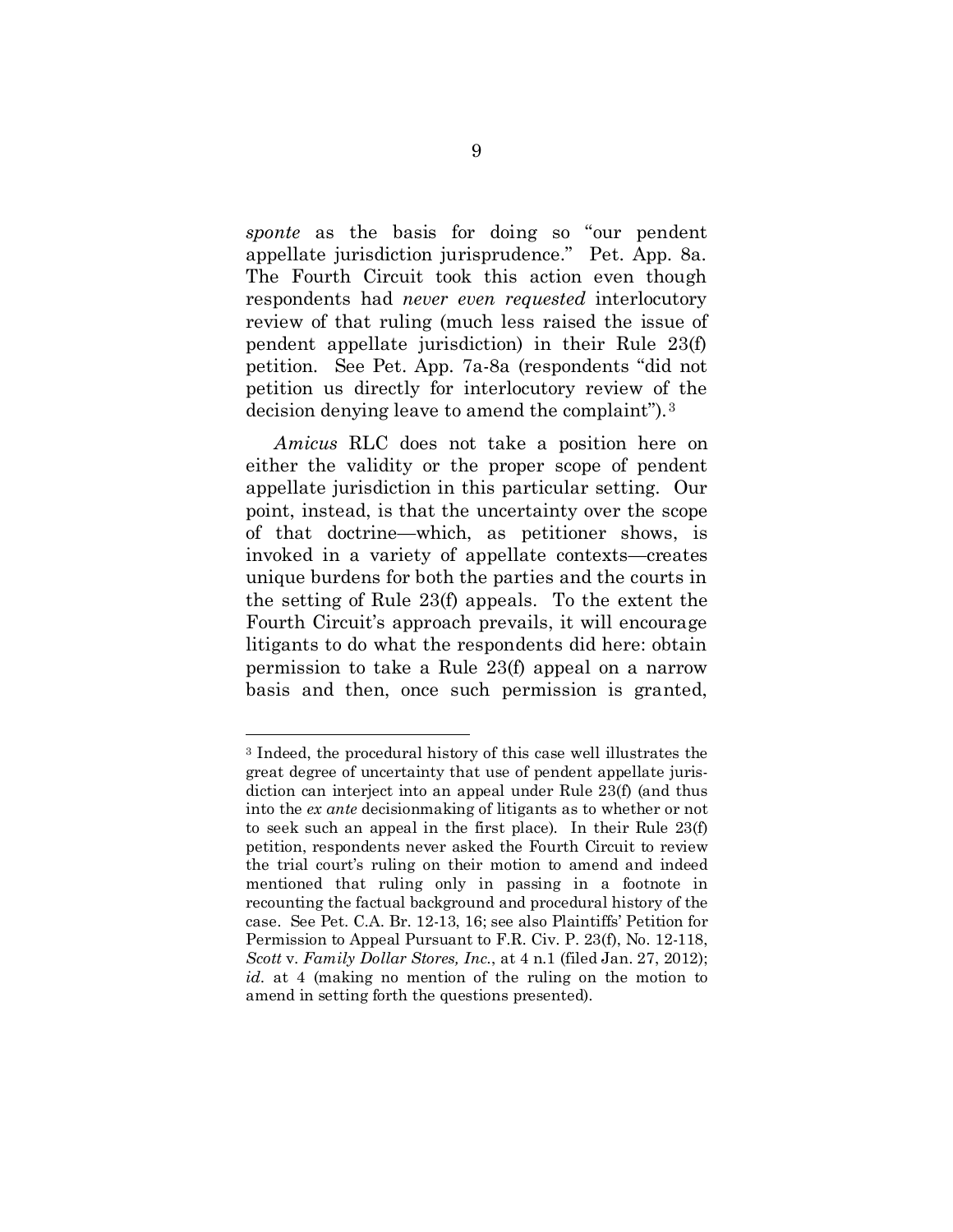*sponte* as the basis for doing so "our pendent appellate jurisdiction jurisprudence." Pet. App. 8a. The Fourth Circuit took this action even though respondents had *never even requested* interlocutory review of that ruling (much less raised the issue of pendent appellate jurisdiction) in their Rule 23(f) petition. See Pet. App. 7a-8a (respondents "did not petition us directly for interlocutory review of the decision denying leave to amend the complaint").[3]

*Amicus* RLC does not take a position here on either the validity or the proper scope of pendent appellate jurisdiction in this particular setting. Our point, instead, is that the uncertainty over the scope of that doctrine—which, as petitioner shows, is invoked in a variety of appellate contexts—creates unique burdens for both the parties and the courts in the setting of Rule 23(f) appeals. To the extent the Fourth Circuit's approach prevails, it will encourage litigants to do what the respondents did here: obtain permission to take a Rule 23(f) appeal on a narrow basis and then, once such permission is granted,

---

[3] Indeed, the procedural history of this case well illustrates the great degree of uncertainty that use of pendent appellate jurisdiction can interject into an appeal under Rule 23(f) (and thus into the *ex ante* decisionmaking of litigants as to whether or not to seek such an appeal in the first place). In their Rule 23(f) petition, respondents never asked the Fourth Circuit to review the trial court's ruling on their motion to amend and indeed mentioned that ruling only in passing in a footnote in recounting the factual background and procedural history of the case. See Pet. C.A. Br. 12-13, 16; see also Plaintiffs' Petition for Permission to Appeal Pursuant to F.R. Civ. P. 23(f), No. 12-118, *Scott* v. *Family Dollar Stores, Inc.*, at 4 n.1 (filed Jan. 27, 2012); *id.* at 4 (making no mention of the ruling on the motion to amend in setting forth the questions presented).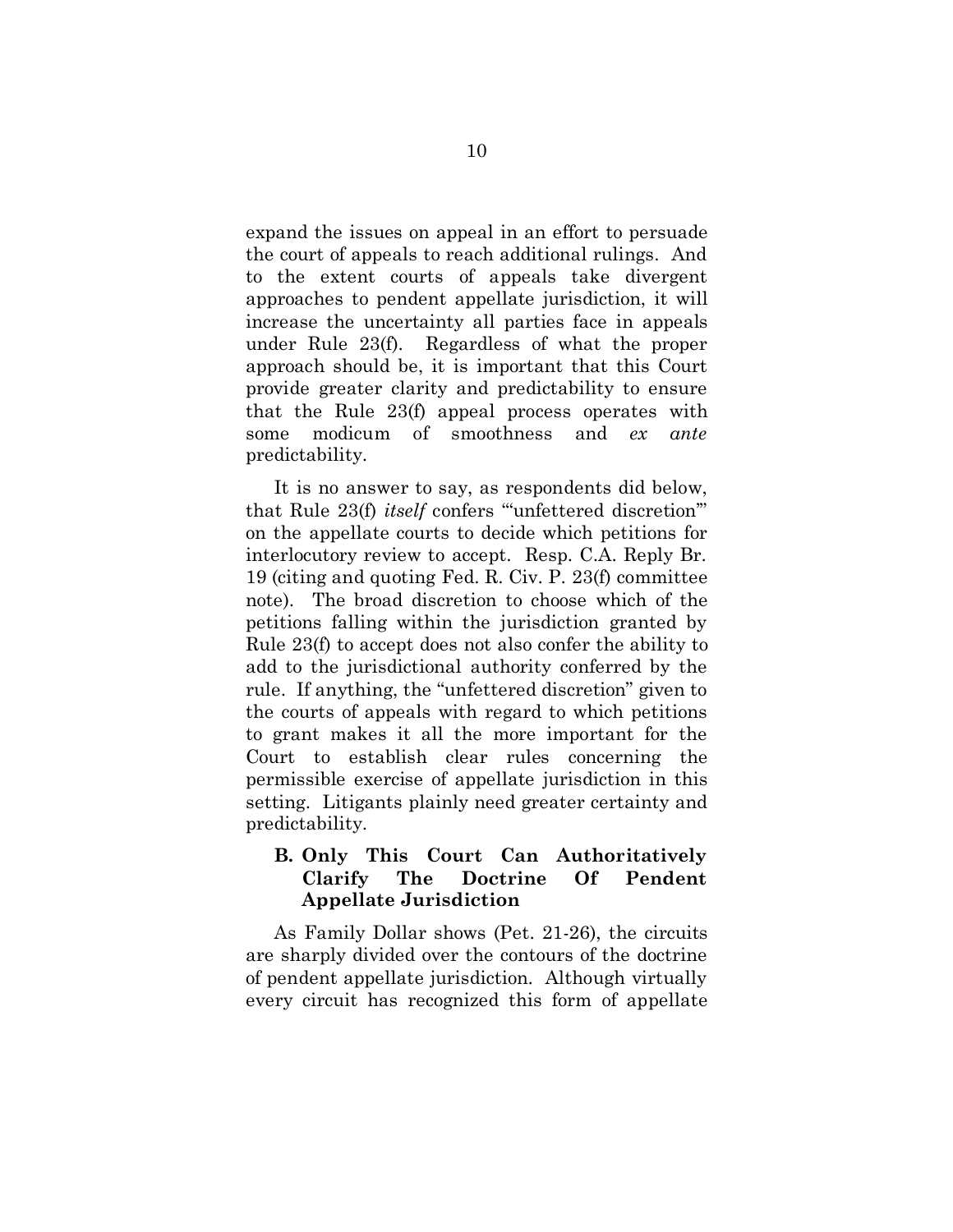expand the issues on appeal in an effort to persuade the court of appeals to reach additional rulings. And to the extent courts of appeals take divergent approaches to pendent appellate jurisdiction, it will increase the uncertainty all parties face in appeals under Rule 23(f). Regardless of what the proper approach should be, it is important that this Court provide greater clarity and predictability to ensure that the Rule 23(f) appeal process operates with some modicum of smoothness and *ex ante* predictability.

It is no answer to say, as respondents did below, that Rule 23(f) *itself* confers "'unfettered discretion'" on the appellate courts to decide which petitions for interlocutory review to accept. Resp. C.A. Reply Br. 19 (citing and quoting Fed. R. Civ. P. 23(f) committee note). The broad discretion to choose which of the petitions falling within the jurisdiction granted by Rule 23(f) to accept does not also confer the ability to add to the jurisdictional authority conferred by the rule. If anything, the "unfettered discretion" given to the courts of appeals with regard to which petitions to grant makes it all the more important for the Court to establish clear rules concerning the permissible exercise of appellate jurisdiction in this setting. Litigants plainly need greater certainty and predictability.

### B. Only This Court Can Authoritatively Clarify The Doctrine Of Pendent Appellate Jurisdiction

As Family Dollar shows (Pet. 21-26), the circuits are sharply divided over the contours of the doctrine of pendent appellate jurisdiction. Although virtually every circuit has recognized this form of appellate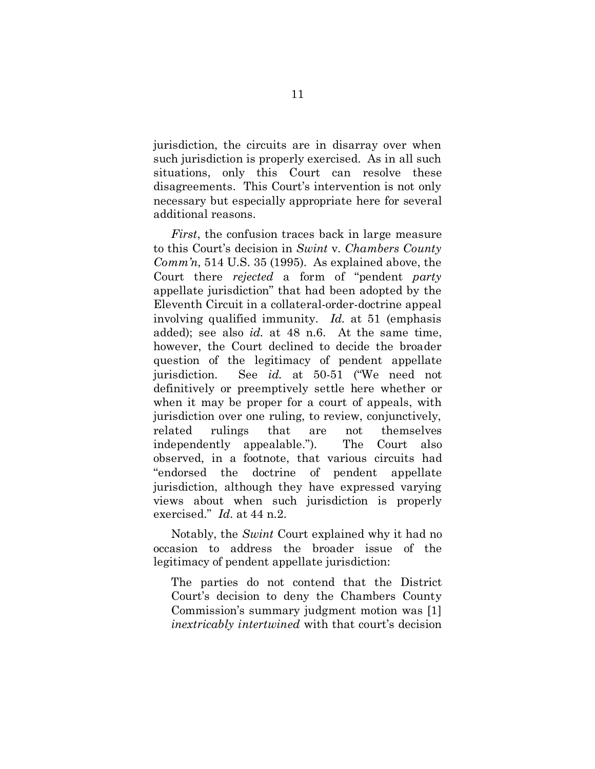jurisdiction, the circuits are in disarray over when such jurisdiction is properly exercised. As in all such situations, only this Court can resolve these disagreements. This Court's intervention is not only necessary but especially appropriate here for several additional reasons.

*First*, the confusion traces back in large measure to this Court's decision in *Swint* v. *Chambers County Comm'n*, 514 U.S. 35 (1995). As explained above, the Court there *rejected* a form of "pendent *party* appellate jurisdiction" that had been adopted by the Eleventh Circuit in a collateral-order-doctrine appeal involving qualified immunity. *Id.* at 51 (emphasis added); see also *id.* at 48 n.6. At the same time, however, the Court declined to decide the broader question of the legitimacy of pendent appellate jurisdiction. See *id.* at 50-51 ("We need not definitively or preemptively settle here whether or when it may be proper for a court of appeals, with jurisdiction over one ruling, to review, conjunctively, related rulings that are not themselves independently appealable."). The Court also observed, in a footnote, that various circuits had "endorsed the doctrine of pendent appellate jurisdiction, although they have expressed varying views about when such jurisdiction is properly exercised." *Id.* at 44 n.2.

Notably, the *Swint* Court explained why it had no occasion to address the broader issue of the legitimacy of pendent appellate jurisdiction:

> The parties do not contend that the District Court's decision to deny the Chambers County Commission's summary judgment motion was [1] *inextricably intertwined* with that court's decision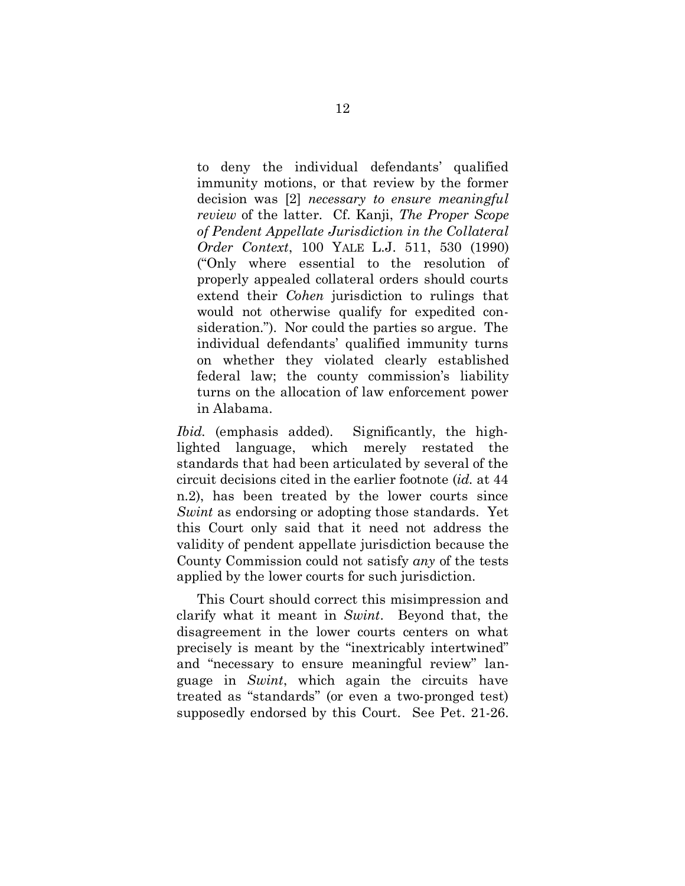> to deny the individual defendants' qualified immunity motions, or that review by the former decision was [2] *necessary to ensure meaningful review* of the latter. Cf. Kanji, *The Proper Scope of Pendent Appellate Jurisdiction in the Collateral Order Context*, 100 YALE L.J. 511, 530 (1990) ("Only where essential to the resolution of properly appealed collateral orders should courts extend their *Cohen* jurisdiction to rulings that would not otherwise qualify for expedited consideration."). Nor could the parties so argue. The individual defendants' qualified immunity turns on whether they violated clearly established federal law; the county commission's liability turns on the allocation of law enforcement power in Alabama.

*Ibid.* (emphasis added). Significantly, the highlighted language, which merely restated the standards that had been articulated by several of the circuit decisions cited in the earlier footnote (*id.* at 44 n.2), has been treated by the lower courts since *Swint* as endorsing or adopting those standards. Yet this Court only said that it need not address the validity of pendent appellate jurisdiction because the County Commission could not satisfy *any* of the tests applied by the lower courts for such jurisdiction.

This Court should correct this misimpression and clarify what it meant in *Swint*. Beyond that, the disagreement in the lower courts centers on what precisely is meant by the "inextricably intertwined" and "necessary to ensure meaningful review" language in *Swint*, which again the circuits have treated as "standards" (or even a two-pronged test) supposedly endorsed by this Court. See Pet. 21-26.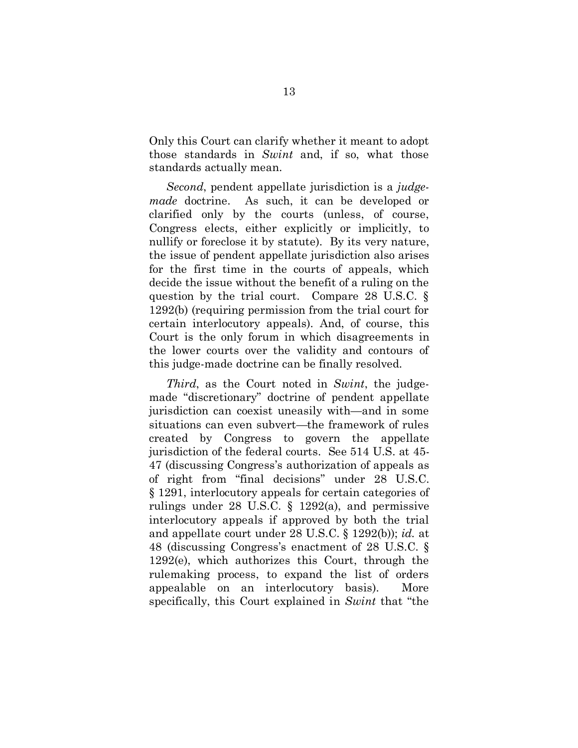Only this Court can clarify whether it meant to adopt those standards in *Swint* and, if so, what those standards actually mean.

*Second*, pendent appellate jurisdiction is a *judge-made* doctrine. As such, it can be developed or clarified only by the courts (unless, of course, Congress elects, either explicitly or implicitly, to nullify or foreclose it by statute). By its very nature, the issue of pendent appellate jurisdiction also arises for the first time in the courts of appeals, which decide the issue without the benefit of a ruling on the question by the trial court. Compare 28 U.S.C. § 1292(b) (requiring permission from the trial court for certain interlocutory appeals). And, of course, this Court is the only forum in which disagreements in the lower courts over the validity and contours of this judge-made doctrine can be finally resolved.

*Third*, as the Court noted in *Swint*, the judge-made "discretionary" doctrine of pendent appellate jurisdiction can coexist uneasily with—and in some situations can even subvert—the framework of rules created by Congress to govern the appellate jurisdiction of the federal courts. See 514 U.S. at 45-47 (discussing Congress's authorization of appeals as of right from "final decisions" under 28 U.S.C. § 1291, interlocutory appeals for certain categories of rulings under 28 U.S.C. § 1292(a), and permissive interlocutory appeals if approved by both the trial and appellate court under 28 U.S.C. § 1292(b)); *id.* at 48 (discussing Congress's enactment of 28 U.S.C. § 1292(e), which authorizes this Court, through the rulemaking process, to expand the list of orders appealable on an interlocutory basis). More specifically, this Court explained in *Swint* that "the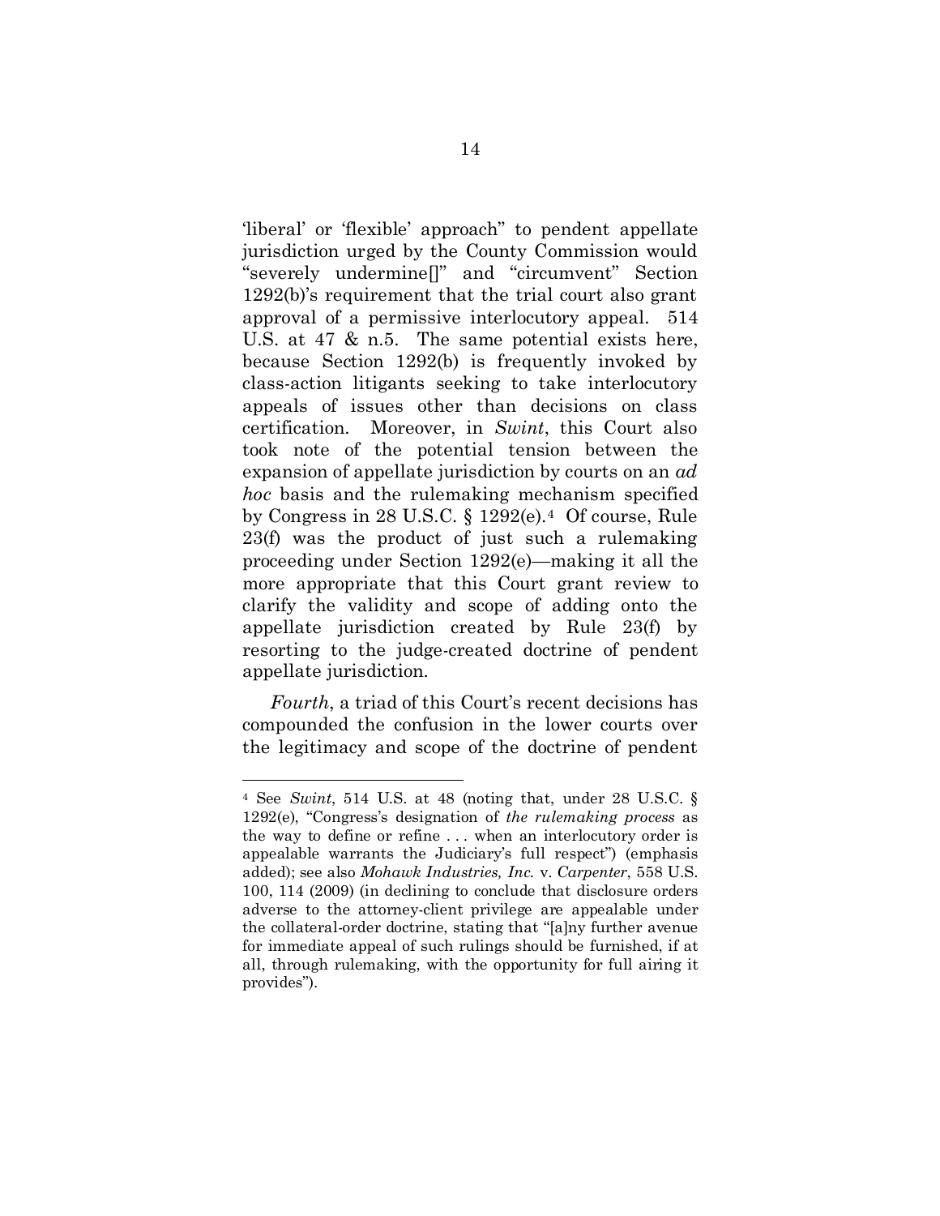'liberal' or 'flexible' approach" to pendent appellate jurisdiction urged by the County Commission would "severely undermine[]" and "circumvent" Section 1292(b)'s requirement that the trial court also grant approval of a permissive interlocutory appeal. 514 U.S. at 47 & n.5. The same potential exists here, because Section 1292(b) is frequently invoked by class-action litigants seeking to take interlocutory appeals of issues other than decisions on class certification. Moreover, in *Swint*, this Court also took note of the potential tension between the expansion of appellate jurisdiction by courts on an *ad hoc* basis and the rulemaking mechanism specified by Congress in 28 U.S.C. § 1292(e).[4] Of course, Rule 23(f) was the product of just such a rulemaking proceeding under Section 1292(e)—making it all the more appropriate that this Court grant review to clarify the validity and scope of adding onto the appellate jurisdiction created by Rule 23(f) by resorting to the judge-created doctrine of pendent appellate jurisdiction.

*Fourth*, a triad of this Court's recent decisions has compounded the confusion in the lower courts over the legitimacy and scope of the doctrine of pendent

---

[4] See *Swint*, 514 U.S. at 48 (noting that, under 28 U.S.C. § 1292(e), "Congress's designation of *the rulemaking process* as the way to define or refine . . . when an interlocutory order is appealable warrants the Judiciary's full respect") (emphasis added); see also *Mohawk Industries, Inc.* v. *Carpenter*, 558 U.S. 100, 114 (2009) (in declining to conclude that disclosure orders adverse to the attorney-client privilege are appealable under the collateral-order doctrine, stating that "[a]ny further avenue for immediate appeal of such rulings should be furnished, if at all, through rulemaking, with the opportunity for full airing it provides").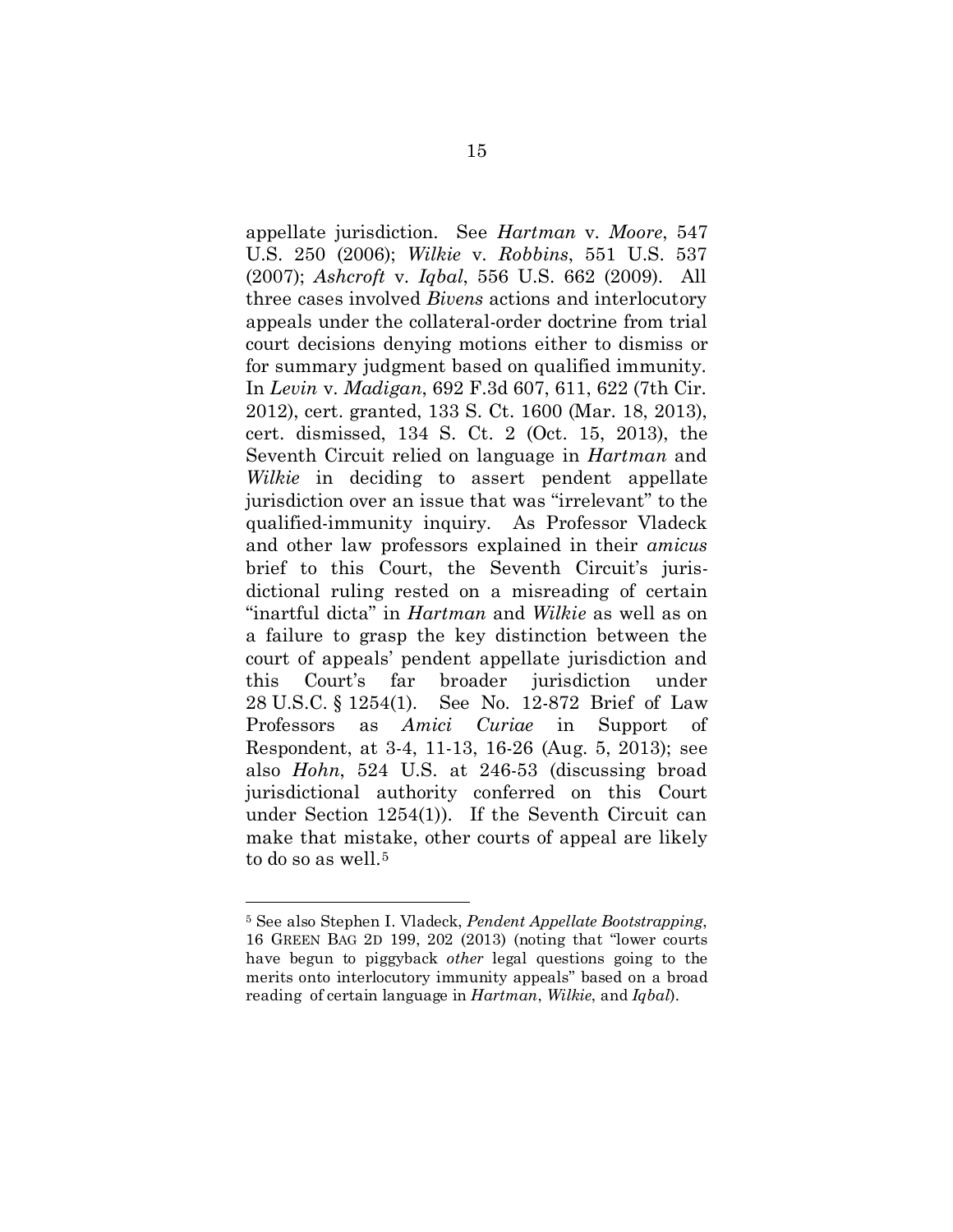appellate jurisdiction. See *Hartman* v. *Moore*, 547 U.S. 250 (2006); *Wilkie* v. *Robbins*, 551 U.S. 537 (2007); *Ashcroft* v. *Iqbal*, 556 U.S. 662 (2009). All three cases involved *Bivens* actions and interlocutory appeals under the collateral-order doctrine from trial court decisions denying motions either to dismiss or for summary judgment based on qualified immunity. In *Levin* v. *Madigan*, 692 F.3d 607, 611, 622 (7th Cir. 2012), cert. granted, 133 S. Ct. 1600 (Mar. 18, 2013), cert. dismissed, 134 S. Ct. 2 (Oct. 15, 2013), the Seventh Circuit relied on language in *Hartman* and *Wilkie* in deciding to assert pendent appellate jurisdiction over an issue that was "irrelevant" to the qualified-immunity inquiry. As Professor Vladeck and other law professors explained in their *amicus* brief to this Court, the Seventh Circuit's jurisdictional ruling rested on a misreading of certain "inartful dicta" in *Hartman* and *Wilkie* as well as on a failure to grasp the key distinction between the court of appeals' pendent appellate jurisdiction and this Court's far broader jurisdiction under 28 U.S.C. § 1254(1). See No. 12-872 Brief of Law Professors as *Amici Curiae* in Support of Respondent, at 3-4, 11-13, 16-26 (Aug. 5, 2013); see also *Hohn*, 524 U.S. at 246-53 (discussing broad jurisdictional authority conferred on this Court under Section 1254(1)). If the Seventh Circuit can make that mistake, other courts of appeal are likely to do so as well.[5]

---

[5] See also Stephen I. Vladeck, *Pendent Appellate Bootstrapping*, 16 GREEN BAG 2D 199, 202 (2013) (noting that "lower courts have begun to piggyback *other* legal questions going to the merits onto interlocutory immunity appeals" based on a broad reading of certain language in *Hartman*, *Wilkie*, and *Iqbal*).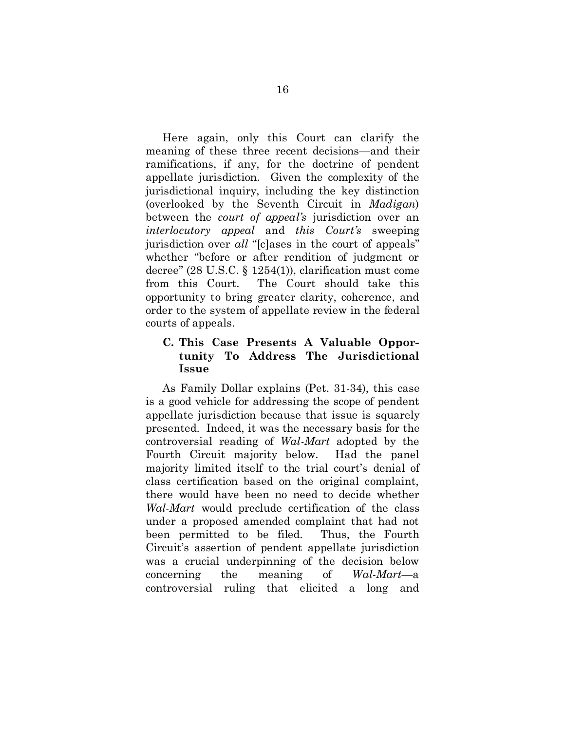Here again, only this Court can clarify the meaning of these three recent decisions—and their ramifications, if any, for the doctrine of pendent appellate jurisdiction. Given the complexity of the jurisdictional inquiry, including the key distinction (overlooked by the Seventh Circuit in *Madigan*) between the *court of appeal's* jurisdiction over an *interlocutory appeal* and *this Court's* sweeping jurisdiction over *all* "[c]ases in the court of appeals" whether "before or after rendition of judgment or decree" (28 U.S.C. § 1254(1)), clarification must come from this Court. The Court should take this opportunity to bring greater clarity, coherence, and order to the system of appellate review in the federal courts of appeals.

### C. This Case Presents A Valuable Opportunity To Address The Jurisdictional Issue

As Family Dollar explains (Pet. 31-34), this case is a good vehicle for addressing the scope of pendent appellate jurisdiction because that issue is squarely presented. Indeed, it was the necessary basis for the controversial reading of *Wal-Mart* adopted by the Fourth Circuit majority below. Had the panel majority limited itself to the trial court's denial of class certification based on the original complaint, there would have been no need to decide whether *Wal-Mart* would preclude certification of the class under a proposed amended complaint that had not been permitted to be filed. Thus, the Fourth Circuit's assertion of pendent appellate jurisdiction was a crucial underpinning of the decision below concerning the meaning of *Wal-Mart*—a controversial ruling that elicited a long and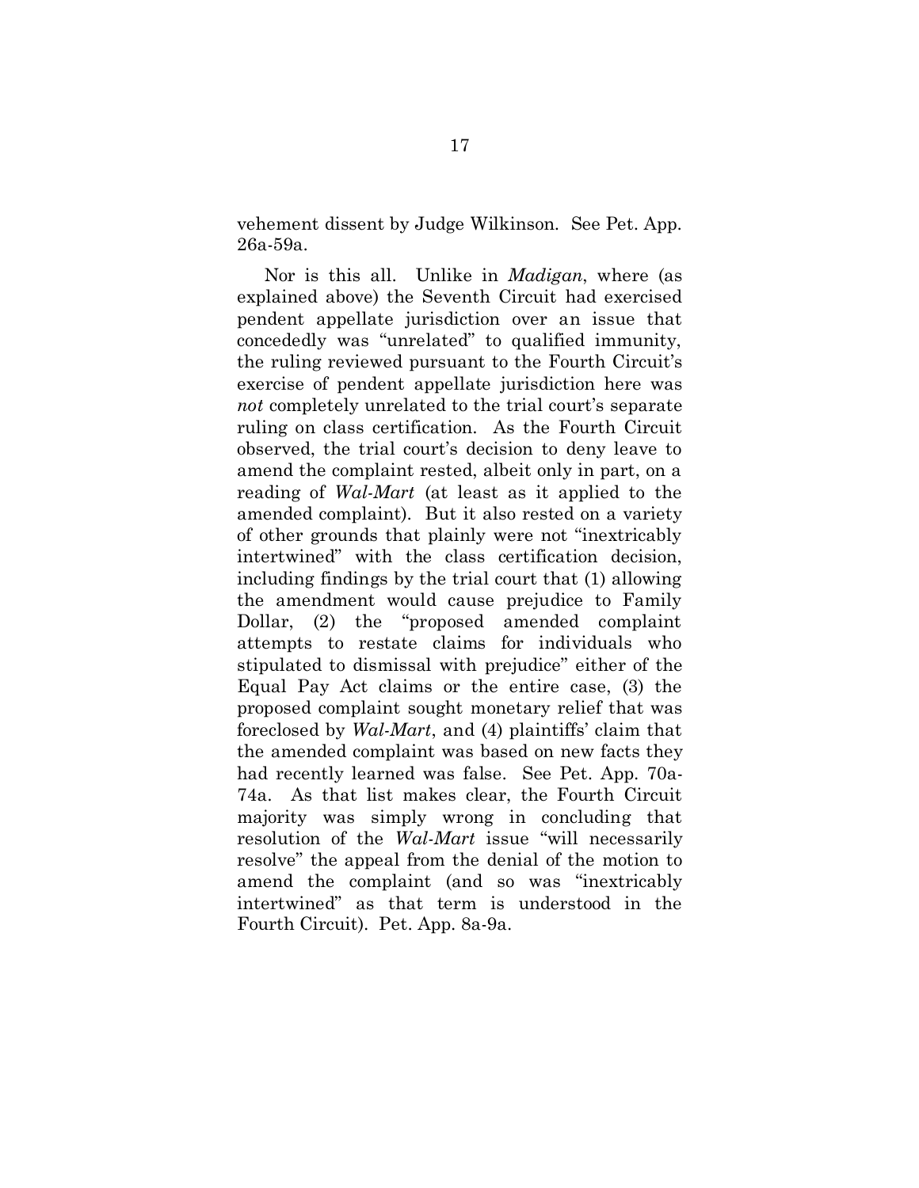vehement dissent by Judge Wilkinson. See Pet. App. 26a-59a.

Nor is this all. Unlike in *Madigan*, where (as explained above) the Seventh Circuit had exercised pendent appellate jurisdiction over an issue that concededly was "unrelated" to qualified immunity, the ruling reviewed pursuant to the Fourth Circuit's exercise of pendent appellate jurisdiction here was *not* completely unrelated to the trial court's separate ruling on class certification. As the Fourth Circuit observed, the trial court's decision to deny leave to amend the complaint rested, albeit only in part, on a reading of *Wal-Mart* (at least as it applied to the amended complaint). But it also rested on a variety of other grounds that plainly were not "inextricably intertwined" with the class certification decision, including findings by the trial court that (1) allowing the amendment would cause prejudice to Family Dollar, (2) the "proposed amended complaint attempts to restate claims for individuals who stipulated to dismissal with prejudice" either of the Equal Pay Act claims or the entire case, (3) the proposed complaint sought monetary relief that was foreclosed by *Wal-Mart*, and (4) plaintiffs' claim that the amended complaint was based on new facts they had recently learned was false. See Pet. App. 70a-74a. As that list makes clear, the Fourth Circuit majority was simply wrong in concluding that resolution of the *Wal-Mart* issue "will necessarily resolve" the appeal from the denial of the motion to amend the complaint (and so was "inextricably intertwined" as that term is understood in the Fourth Circuit). Pet. App. 8a-9a.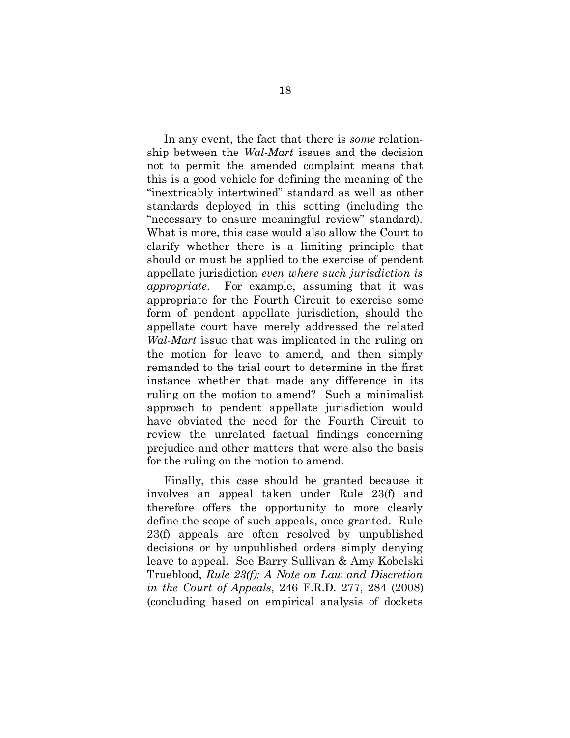In any event, the fact that there is *some* relationship between the *Wal-Mart* issues and the decision not to permit the amended complaint means that this is a good vehicle for defining the meaning of the "inextricably intertwined" standard as well as other standards deployed in this setting (including the "necessary to ensure meaningful review" standard). What is more, this case would also allow the Court to clarify whether there is a limiting principle that should or must be applied to the exercise of pendent appellate jurisdiction *even where such jurisdiction is appropriate*. For example, assuming that it was appropriate for the Fourth Circuit to exercise some form of pendent appellate jurisdiction, should the appellate court have merely addressed the related *Wal-Mart* issue that was implicated in the ruling on the motion for leave to amend, and then simply remanded to the trial court to determine in the first instance whether that made any difference in its ruling on the motion to amend? Such a minimalist approach to pendent appellate jurisdiction would have obviated the need for the Fourth Circuit to review the unrelated factual findings concerning prejudice and other matters that were also the basis for the ruling on the motion to amend.

Finally, this case should be granted because it involves an appeal taken under Rule 23(f) and therefore offers the opportunity to more clearly define the scope of such appeals, once granted. Rule 23(f) appeals are often resolved by unpublished decisions or by unpublished orders simply denying leave to appeal. See Barry Sullivan & Amy Kobelski Trueblood, *Rule 23(f): A Note on Law and Discretion in the Court of Appeals*, 246 F.R.D. 277, 284 (2008) (concluding based on empirical analysis of dockets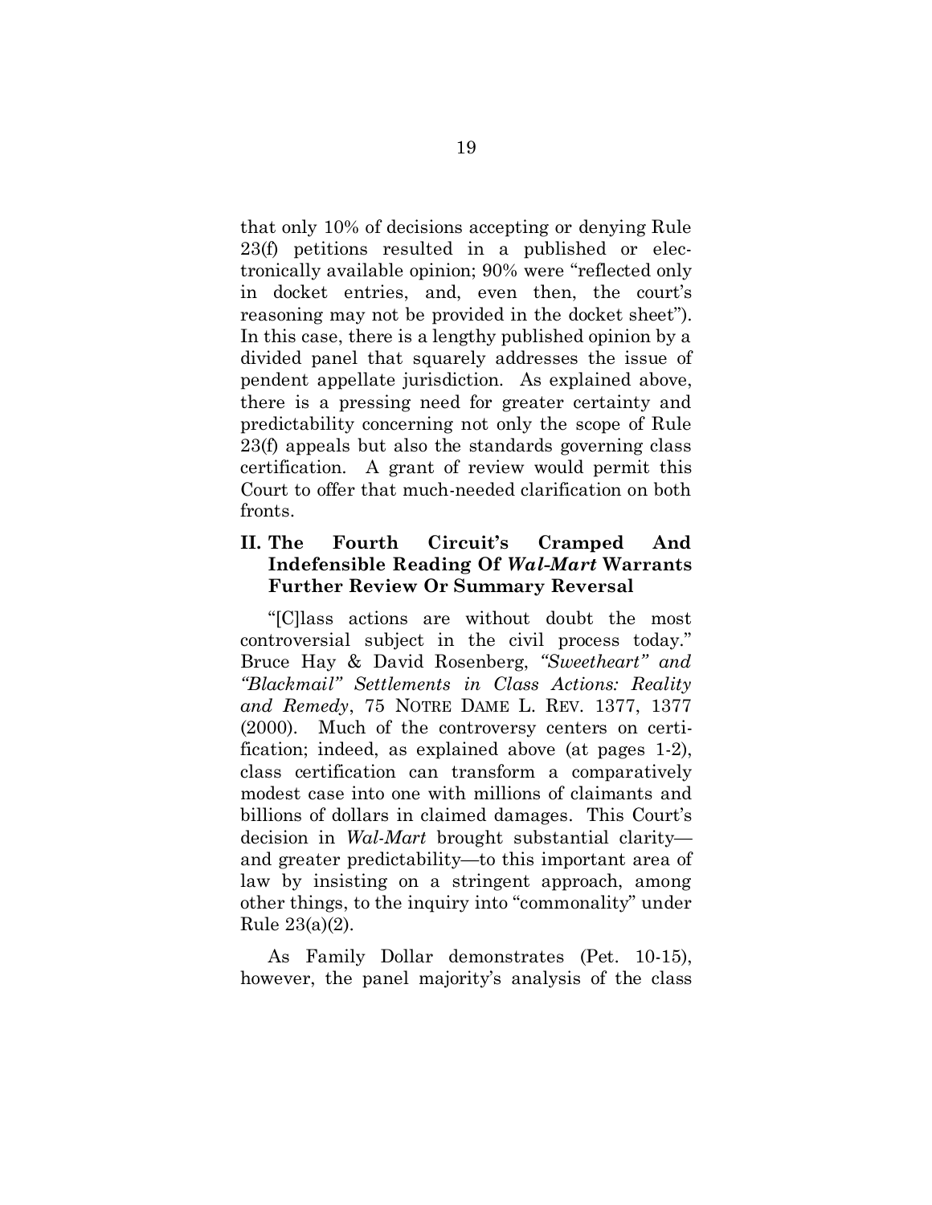that only 10% of decisions accepting or denying Rule 23(f) petitions resulted in a published or electronically available opinion; 90% were "reflected only in docket entries, and, even then, the court's reasoning may not be provided in the docket sheet"). In this case, there is a lengthy published opinion by a divided panel that squarely addresses the issue of pendent appellate jurisdiction. As explained above, there is a pressing need for greater certainty and predictability concerning not only the scope of Rule 23(f) appeals but also the standards governing class certification. A grant of review would permit this Court to offer that much-needed clarification on both fronts.

## II. The Fourth Circuit's Cramped And Indefensible Reading Of *Wal-Mart* Warrants Further Review Or Summary Reversal

"[C]lass actions are without doubt the most controversial subject in the civil process today." Bruce Hay & David Rosenberg, *"Sweetheart" and "Blackmail" Settlements in Class Actions: Reality and Remedy*, 75 NOTRE DAME L. REV. 1377, 1377 (2000). Much of the controversy centers on certification; indeed, as explained above (at pages 1-2), class certification can transform a comparatively modest case into one with millions of claimants and billions of dollars in claimed damages. This Court's decision in *Wal-Mart* brought substantial clarity—and greater predictability—to this important area of law by insisting on a stringent approach, among other things, to the inquiry into "commonality" under Rule 23(a)(2).

As Family Dollar demonstrates (Pet. 10-15), however, the panel majority's analysis of the class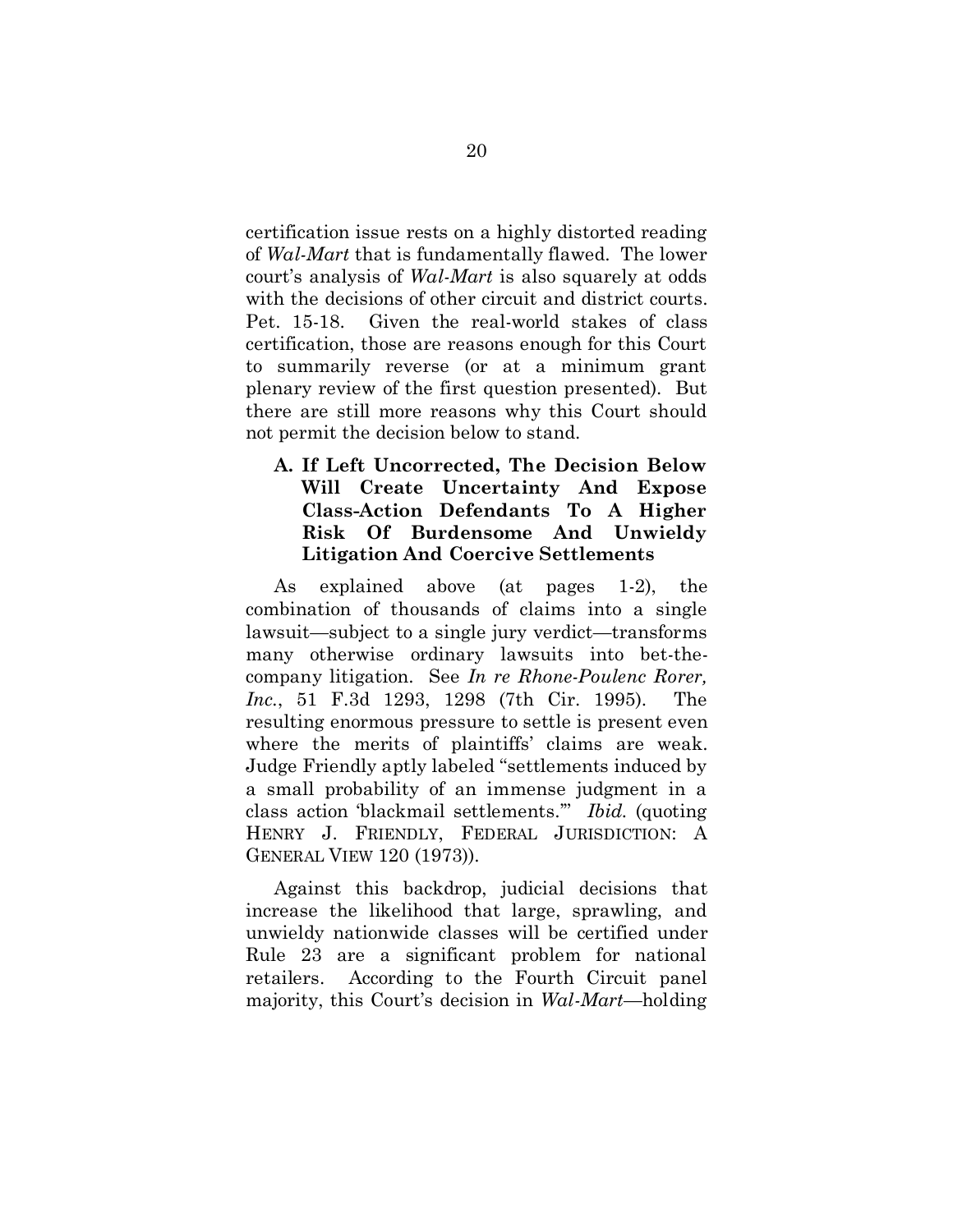certification issue rests on a highly distorted reading of *Wal-Mart* that is fundamentally flawed. The lower court's analysis of *Wal-Mart* is also squarely at odds with the decisions of other circuit and district courts. Pet. 15-18. Given the real-world stakes of class certification, those are reasons enough for this Court to summarily reverse (or at a minimum grant plenary review of the first question presented). But there are still more reasons why this Court should not permit the decision below to stand.

### A. If Left Uncorrected, The Decision Below Will Create Uncertainty And Expose Class-Action Defendants To A Higher Risk Of Burdensome And Unwieldy Litigation And Coercive Settlements

As explained above (at pages 1-2), the combination of thousands of claims into a single lawsuit—subject to a single jury verdict—transforms many otherwise ordinary lawsuits into bet-the-company litigation. See *In re Rhone-Poulenc Rorer, Inc.*, 51 F.3d 1293, 1298 (7th Cir. 1995). The resulting enormous pressure to settle is present even where the merits of plaintiffs' claims are weak. Judge Friendly aptly labeled "settlements induced by a small probability of an immense judgment in a class action 'blackmail settlements.'" *Ibid.* (quoting HENRY J. FRIENDLY, FEDERAL JURISDICTION: A GENERAL VIEW 120 (1973)).

Against this backdrop, judicial decisions that increase the likelihood that large, sprawling, and unwieldy nationwide classes will be certified under Rule 23 are a significant problem for national retailers. According to the Fourth Circuit panel majority, this Court's decision in *Wal-Mart*—holding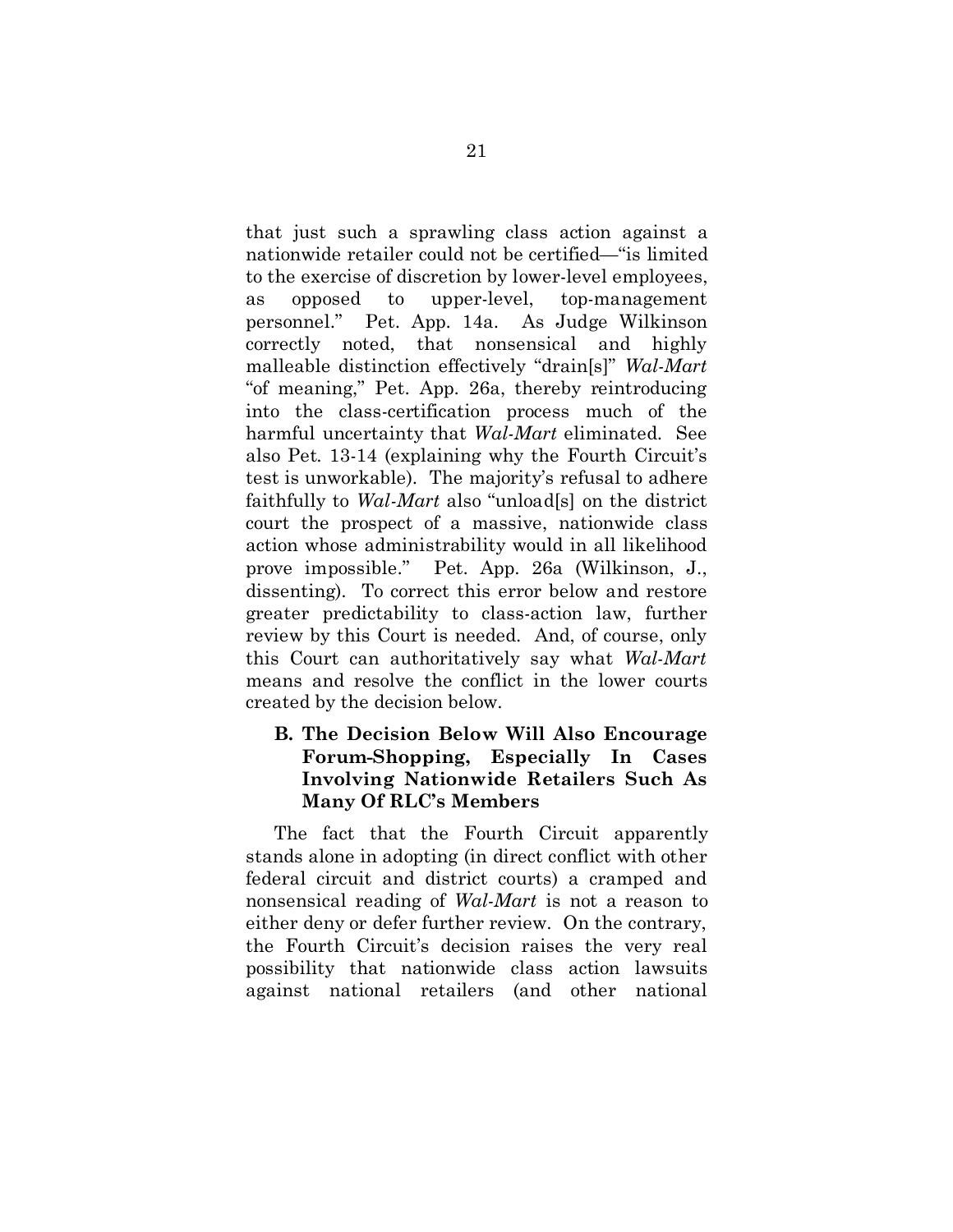that just such a sprawling class action against a nationwide retailer could not be certified—"is limited to the exercise of discretion by lower-level employees, as opposed to upper-level, top-management personnel." Pet. App. 14a. As Judge Wilkinson correctly noted, that nonsensical and highly malleable distinction effectively "drain[s]" *Wal-Mart* "of meaning," Pet. App. 26a, thereby reintroducing into the class-certification process much of the harmful uncertainty that *Wal-Mart* eliminated. See also Pet. 13-14 (explaining why the Fourth Circuit's test is unworkable). The majority's refusal to adhere faithfully to *Wal-Mart* also "unload[s] on the district court the prospect of a massive, nationwide class action whose administrability would in all likelihood prove impossible." Pet. App. 26a (Wilkinson, J., dissenting). To correct this error below and restore greater predictability to class-action law, further review by this Court is needed. And, of course, only this Court can authoritatively say what *Wal-Mart* means and resolve the conflict in the lower courts created by the decision below.

### B. The Decision Below Will Also Encourage Forum-Shopping, Especially In Cases Involving Nationwide Retailers Such As Many Of RLC's Members

The fact that the Fourth Circuit apparently stands alone in adopting (in direct conflict with other federal circuit and district courts) a cramped and nonsensical reading of *Wal-Mart* is not a reason to either deny or defer further review. On the contrary, the Fourth Circuit's decision raises the very real possibility that nationwide class action lawsuits against national retailers (and other national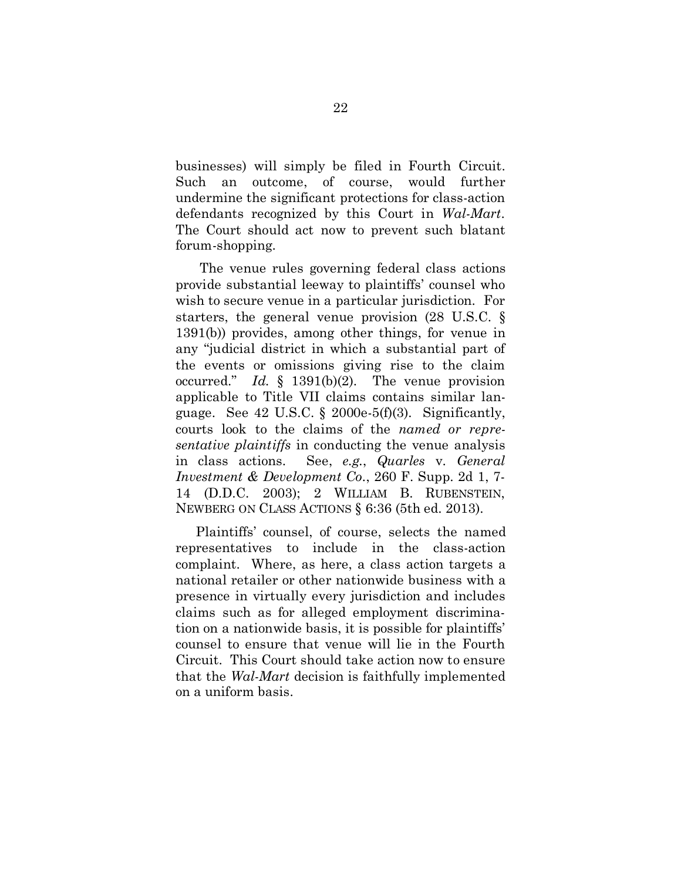businesses) will simply be filed in Fourth Circuit. Such an outcome, of course, would further undermine the significant protections for class-action defendants recognized by this Court in *Wal-Mart*. The Court should act now to prevent such blatant forum-shopping.

The venue rules governing federal class actions provide substantial leeway to plaintiffs' counsel who wish to secure venue in a particular jurisdiction. For starters, the general venue provision (28 U.S.C. § 1391(b)) provides, among other things, for venue in any "judicial district in which a substantial part of the events or omissions giving rise to the claim occurred." *Id.* § 1391(b)(2). The venue provision applicable to Title VII claims contains similar language. See 42 U.S.C. § 2000e-5(f)(3). Significantly, courts look to the claims of the *named or representative plaintiffs* in conducting the venue analysis in class actions. See, *e.g.*, *Quarles* v. *General Investment & Development Co.*, 260 F. Supp. 2d 1, 7-14 (D.D.C. 2003); 2 WILLIAM B. RUBENSTEIN, NEWBERG ON CLASS ACTIONS § 6:36 (5th ed. 2013).

Plaintiffs' counsel, of course, selects the named representatives to include in the class-action complaint. Where, as here, a class action targets a national retailer or other nationwide business with a presence in virtually every jurisdiction and includes claims such as for alleged employment discrimination on a nationwide basis, it is possible for plaintiffs' counsel to ensure that venue will lie in the Fourth Circuit. This Court should take action now to ensure that the *Wal-Mart* decision is faithfully implemented on a uniform basis.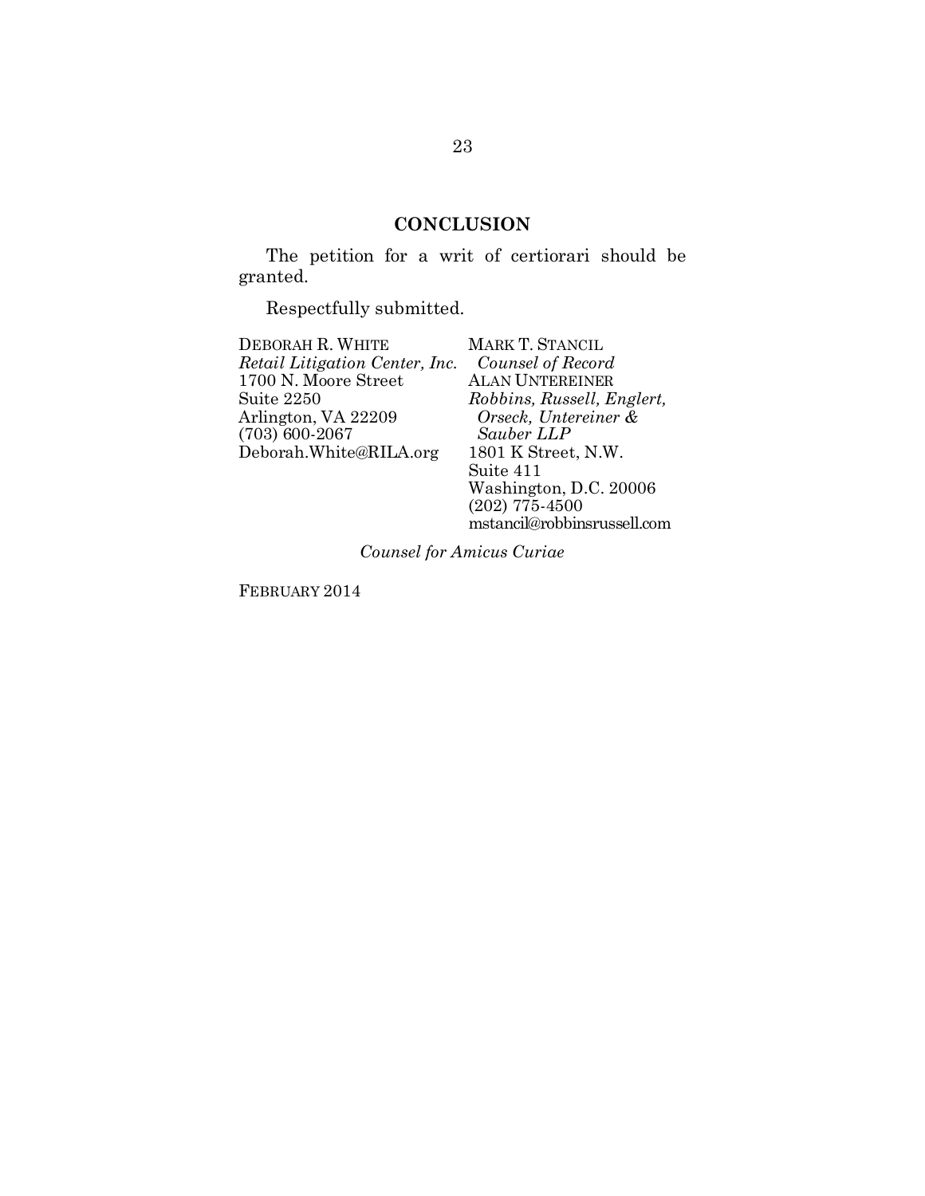## CONCLUSION

The petition for a writ of certiorari should be granted.

Respectfully submitted.

DEBORAH R. WHITE
*Retail Litigation Center, Inc.*
1700 N. Moore Street
Suite 2250
Arlington, VA 22209
(703) 600-2067
Deborah.White@RILA.org

MARK T. STANCIL
*Counsel of Record*
ALAN UNTEREINER
*Robbins, Russell, Englert, Orseck, Untereiner & Sauber LLP*
1801 K Street, N.W.
Suite 411
Washington, D.C. 20006
(202) 775-4500
mstancil@robbinsrussell.com

*Counsel for Amicus Curiae*

FEBRUARY 2014